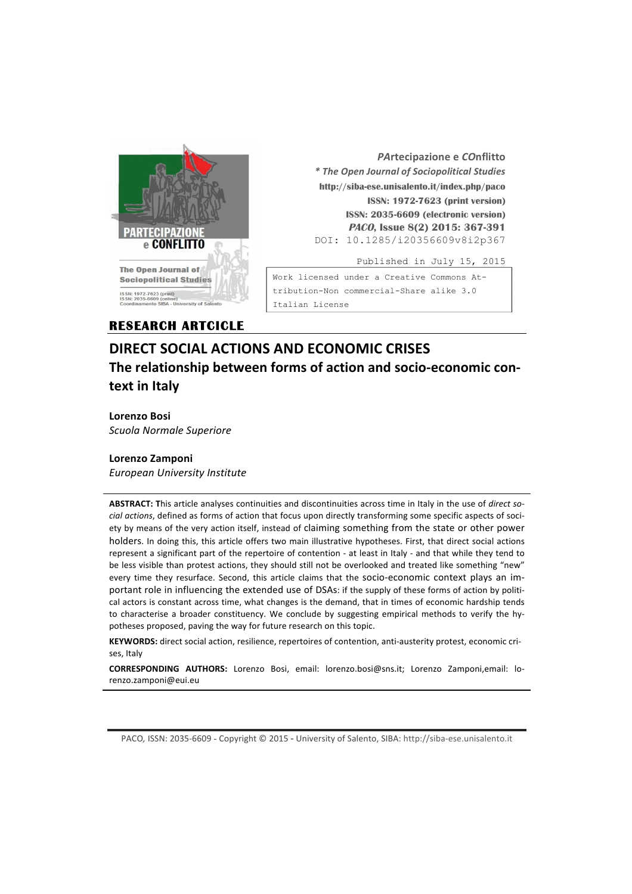**PArtecipazione e COnflitto**
***** *The Open Journal of Sociopolitical Studies*
http://siba-ese.unisalento.it/index.php/paco
ISSN: 1972-7623 (print version)
ISSN: 2035-6609 (electronic version)
***PACO*, Issue 8(2) 2015: 367-391**
DOI: 10.1285/i20356609v8i2p367

Published in July 15, 2015

Work licensed under a Creative Commons Attribution-Non commercial-Share alike 3.0 Italian License

**RESEARCH ARTCICLE**

# DIRECT SOCIAL ACTIONS AND ECONOMIC CRISES
## The relationship between forms of action and socio-economic context in Italy

**Lorenzo Bosi**
*Scuola Normale Superiore*

**Lorenzo Zamponi**
*European University Institute*

**ABSTRACT:** This article analyses continuities and discontinuities across time in Italy in the use of *direct social actions*, defined as forms of action that focus upon directly transforming some specific aspects of society by means of the very action itself, instead of claiming something from the state or other power holders. In doing this, this article offers two main illustrative hypotheses. First, that direct social actions represent a significant part of the repertoire of contention - at least in Italy - and that while they tend to be less visible than protest actions, they should still not be overlooked and treated like something "new" every time they resurface. Second, this article claims that the socio-economic context plays an important role in influencing the extended use of DSAs: if the supply of these forms of action by political actors is constant across time, what changes is the demand, that in times of economic hardship tends to characterise a broader constituency. We conclude by suggesting empirical methods to verify the hypotheses proposed, paving the way for future research on this topic.

**KEYWORDS:** direct social action, resilience, repertoires of contention, anti-austerity protest, economic crises, Italy

**CORRESPONDING AUTHORS:** Lorenzo Bosi, email: lorenzo.bosi@sns.it; Lorenzo Zamponi,email: lorenzo.zamponi@eui.eu

PACO, ISSN: 2035-6609 - Copyright © 2015 - University of Salento, SIBA: http://siba-ese.unisalento.it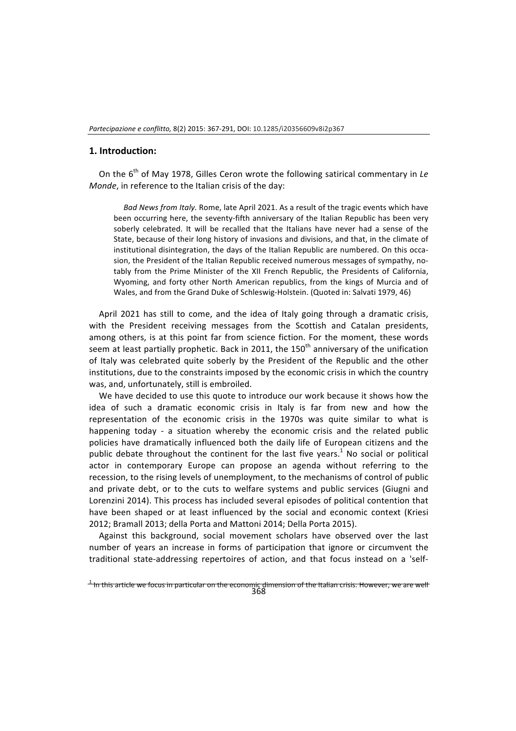## 1. Introduction:

On the 6th of May 1978, Gilles Ceron wrote the following satirical commentary in *Le Monde*, in reference to the Italian crisis of the day:

> *Bad News from Italy.* Rome, late April 2021. As a result of the tragic events which have been occurring here, the seventy-fifth anniversary of the Italian Republic has been very soberly celebrated. It will be recalled that the Italians have never had a sense of the State, because of their long history of invasions and divisions, and that, in the climate of institutional disintegration, the days of the Italian Republic are numbered. On this occasion, the President of the Italian Republic received numerous messages of sympathy, notably from the Prime Minister of the XII French Republic, the Presidents of California, Wyoming, and forty other North American republics, from the kings of Murcia and of Wales, and from the Grand Duke of Schleswig-Holstein. (Quoted in: Salvati 1979, 46)

April 2021 has still to come, and the idea of Italy going through a dramatic crisis, with the President receiving messages from the Scottish and Catalan presidents, among others, is at this point far from science fiction. For the moment, these words seem at least partially prophetic. Back in 2011, the 150th anniversary of the unification of Italy was celebrated quite soberly by the President of the Republic and the other institutions, due to the constraints imposed by the economic crisis in which the country was, and, unfortunately, still is embroiled.

We have decided to use this quote to introduce our work because it shows how the idea of such a dramatic economic crisis in Italy is far from new and how the representation of the economic crisis in the 1970s was quite similar to what is happening today - a situation whereby the economic crisis and the related public policies have dramatically influenced both the daily life of European citizens and the public debate throughout the continent for the last five years.[1] No social or political actor in contemporary Europe can propose an agenda without referring to the recession, to the rising levels of unemployment, to the mechanisms of control of public and private debt, or to the cuts to welfare systems and public services (Giugni and Lorenzini 2014). This process has included several episodes of political contention that have been shaped or at least influenced by the social and economic context (Kriesi 2012; Bramall 2013; della Porta and Mattoni 2014; Della Porta 2015).

Against this background, social movement scholars have observed over the last number of years an increase in forms of participation that ignore or circumvent the traditional state-addressing repertoires of action, and that focus instead on a 'self-

[1] In this article we focus in particular on the economic dimension of the Italian crisis. However, we are well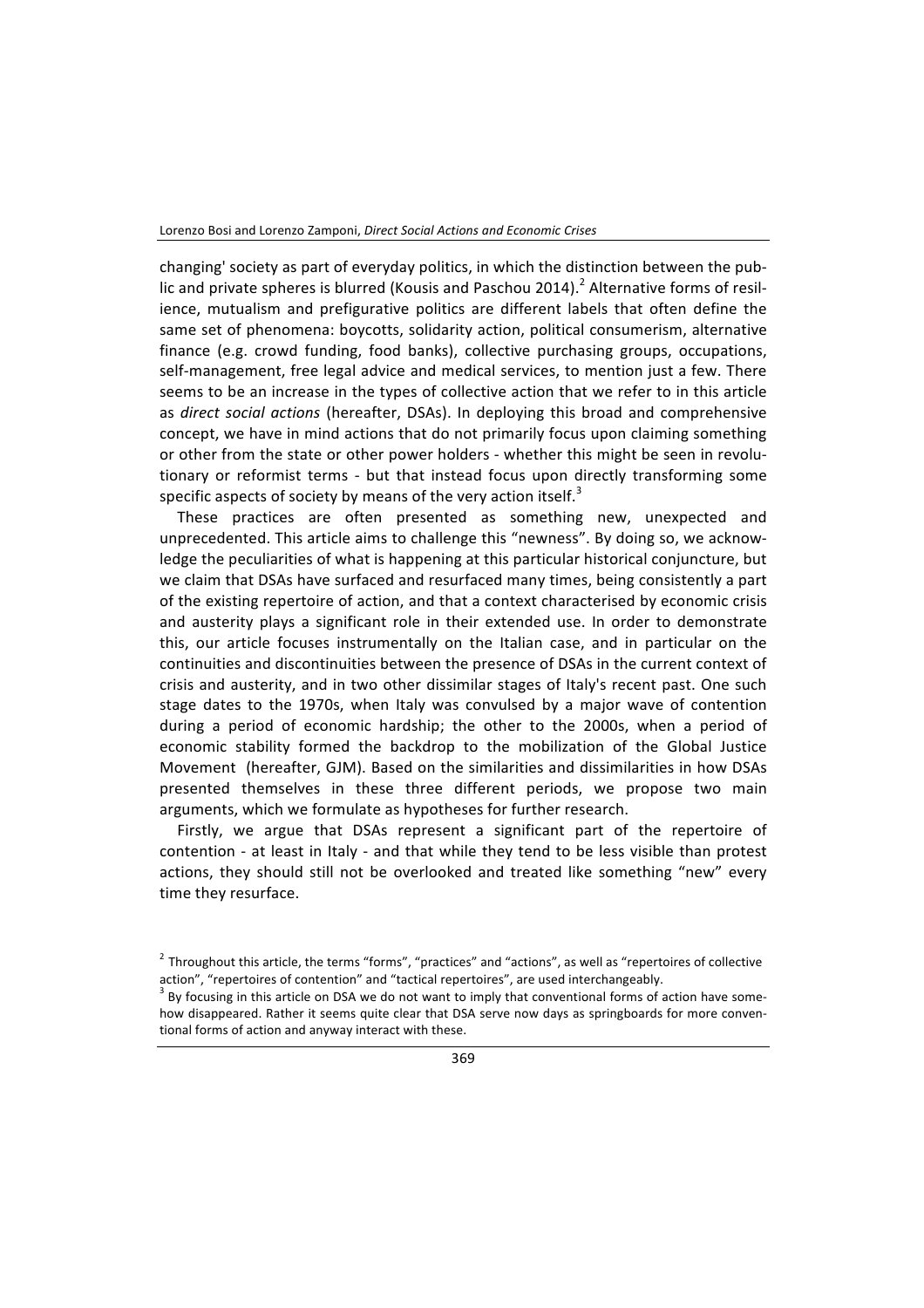changing' society as part of everyday politics, in which the distinction between the public and private spheres is blurred (Kousis and Paschou 2014).[2] Alternative forms of resilience, mutualism and prefigurative politics are different labels that often define the same set of phenomena: boycotts, solidarity action, political consumerism, alternative finance (e.g. crowd funding, food banks), collective purchasing groups, occupations, self-management, free legal advice and medical services, to mention just a few. There seems to be an increase in the types of collective action that we refer to in this article as *direct social actions* (hereafter, DSAs). In deploying this broad and comprehensive concept, we have in mind actions that do not primarily focus upon claiming something or other from the state or other power holders - whether this might be seen in revolutionary or reformist terms - but that instead focus upon directly transforming some specific aspects of society by means of the very action itself.[3]

These practices are often presented as something new, unexpected and unprecedented. This article aims to challenge this "newness". By doing so, we acknowledge the peculiarities of what is happening at this particular historical conjuncture, but we claim that DSAs have surfaced and resurfaced many times, being consistently a part of the existing repertoire of action, and that a context characterised by economic crisis and austerity plays a significant role in their extended use. In order to demonstrate this, our article focuses instrumentally on the Italian case, and in particular on the continuities and discontinuities between the presence of DSAs in the current context of crisis and austerity, and in two other dissimilar stages of Italy's recent past. One such stage dates to the 1970s, when Italy was convulsed by a major wave of contention during a period of economic hardship; the other to the 2000s, when a period of economic stability formed the backdrop to the mobilization of the Global Justice Movement (hereafter, GJM). Based on the similarities and dissimilarities in how DSAs presented themselves in these three different periods, we propose two main arguments, which we formulate as hypotheses for further research.

Firstly, we argue that DSAs represent a significant part of the repertoire of contention - at least in Italy - and that while they tend to be less visible than protest actions, they should still not be overlooked and treated like something "new" every time they resurface.

---

[2] Throughout this article, the terms "forms", "practices" and "actions", as well as "repertoires of collective action", "repertoires of contention" and "tactical repertoires", are used interchangeably.

[3] By focusing in this article on DSA we do not want to imply that conventional forms of action have somehow disappeared. Rather it seems quite clear that DSA serve now days as springboards for more conventional forms of action and anyway interact with these.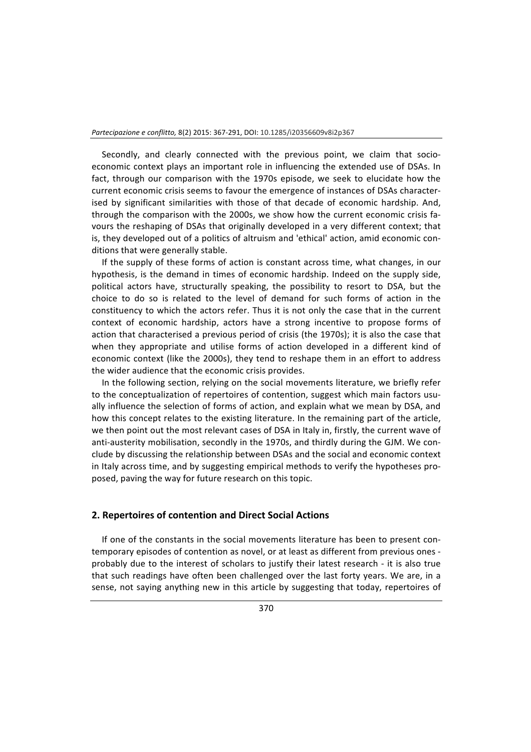Secondly, and clearly connected with the previous point, we claim that socio-economic context plays an important role in influencing the extended use of DSAs. In fact, through our comparison with the 1970s episode, we seek to elucidate how the current economic crisis seems to favour the emergence of instances of DSAs characterised by significant similarities with those of that decade of economic hardship. And, through the comparison with the 2000s, we show how the current economic crisis favours the reshaping of DSAs that originally developed in a very different context; that is, they developed out of a politics of altruism and 'ethical' action, amid economic conditions that were generally stable.

If the supply of these forms of action is constant across time, what changes, in our hypothesis, is the demand in times of economic hardship. Indeed on the supply side, political actors have, structurally speaking, the possibility to resort to DSA, but the choice to do so is related to the level of demand for such forms of action in the constituency to which the actors refer. Thus it is not only the case that in the current context of economic hardship, actors have a strong incentive to propose forms of action that characterised a previous period of crisis (the 1970s); it is also the case that when they appropriate and utilise forms of action developed in a different kind of economic context (like the 2000s), they tend to reshape them in an effort to address the wider audience that the economic crisis provides.

In the following section, relying on the social movements literature, we briefly refer to the conceptualization of repertoires of contention, suggest which main factors usually influence the selection of forms of action, and explain what we mean by DSA, and how this concept relates to the existing literature. In the remaining part of the article, we then point out the most relevant cases of DSA in Italy in, firstly, the current wave of anti-austerity mobilisation, secondly in the 1970s, and thirdly during the GJM. We conclude by discussing the relationship between DSAs and the social and economic context in Italy across time, and by suggesting empirical methods to verify the hypotheses proposed, paving the way for future research on this topic.

## 2. Repertoires of contention and Direct Social Actions

If one of the constants in the social movements literature has been to present contemporary episodes of contention as novel, or at least as different from previous ones - probably due to the interest of scholars to justify their latest research - it is also true that such readings have often been challenged over the last forty years. We are, in a sense, not saying anything new in this article by suggesting that today, repertoires of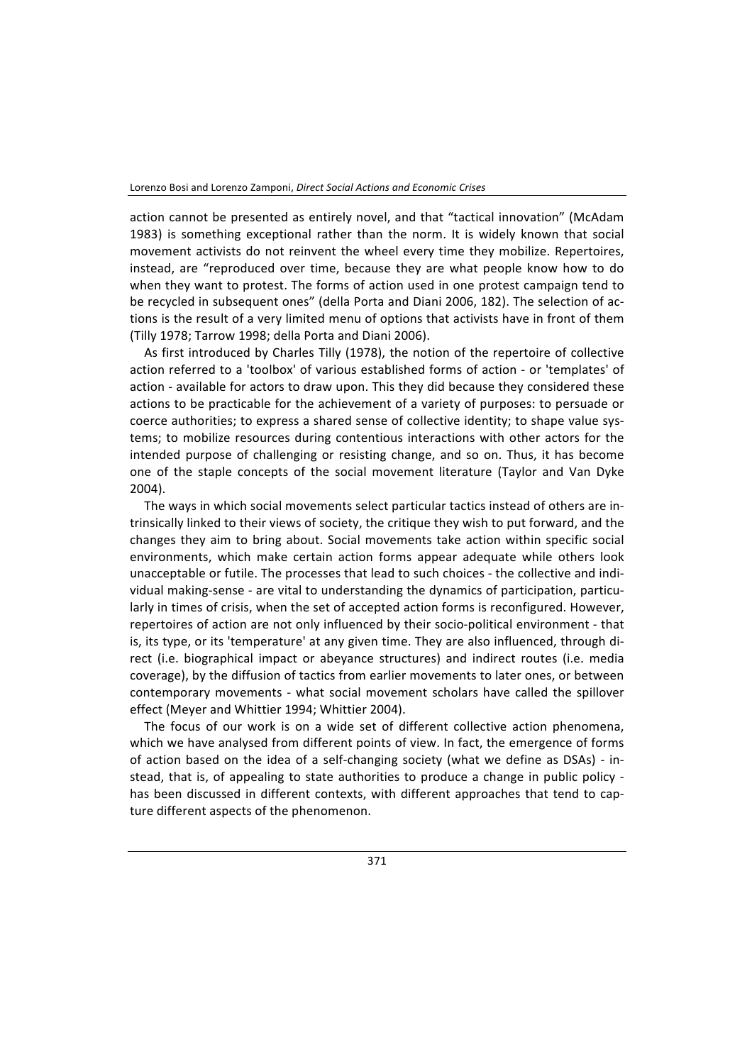action cannot be presented as entirely novel, and that "tactical innovation" (McAdam 1983) is something exceptional rather than the norm. It is widely known that social movement activists do not reinvent the wheel every time they mobilize. Repertoires, instead, are "reproduced over time, because they are what people know how to do when they want to protest. The forms of action used in one protest campaign tend to be recycled in subsequent ones" (della Porta and Diani 2006, 182). The selection of actions is the result of a very limited menu of options that activists have in front of them (Tilly 1978; Tarrow 1998; della Porta and Diani 2006).

As first introduced by Charles Tilly (1978), the notion of the repertoire of collective action referred to a 'toolbox' of various established forms of action - or 'templates' of action - available for actors to draw upon. This they did because they considered these actions to be practicable for the achievement of a variety of purposes: to persuade or coerce authorities; to express a shared sense of collective identity; to shape value systems; to mobilize resources during contentious interactions with other actors for the intended purpose of challenging or resisting change, and so on. Thus, it has become one of the staple concepts of the social movement literature (Taylor and Van Dyke 2004).

The ways in which social movements select particular tactics instead of others are intrinsically linked to their views of society, the critique they wish to put forward, and the changes they aim to bring about. Social movements take action within specific social environments, which make certain action forms appear adequate while others look unacceptable or futile. The processes that lead to such choices - the collective and individual making-sense - are vital to understanding the dynamics of participation, particularly in times of crisis, when the set of accepted action forms is reconfigured. However, repertoires of action are not only influenced by their socio-political environment - that is, its type, or its 'temperature' at any given time. They are also influenced, through direct (i.e. biographical impact or abeyance structures) and indirect routes (i.e. media coverage), by the diffusion of tactics from earlier movements to later ones, or between contemporary movements - what social movement scholars have called the spillover effect (Meyer and Whittier 1994; Whittier 2004).

The focus of our work is on a wide set of different collective action phenomena, which we have analysed from different points of view. In fact, the emergence of forms of action based on the idea of a self-changing society (what we define as DSAs) - instead, that is, of appealing to state authorities to produce a change in public policy - has been discussed in different contexts, with different approaches that tend to capture different aspects of the phenomenon.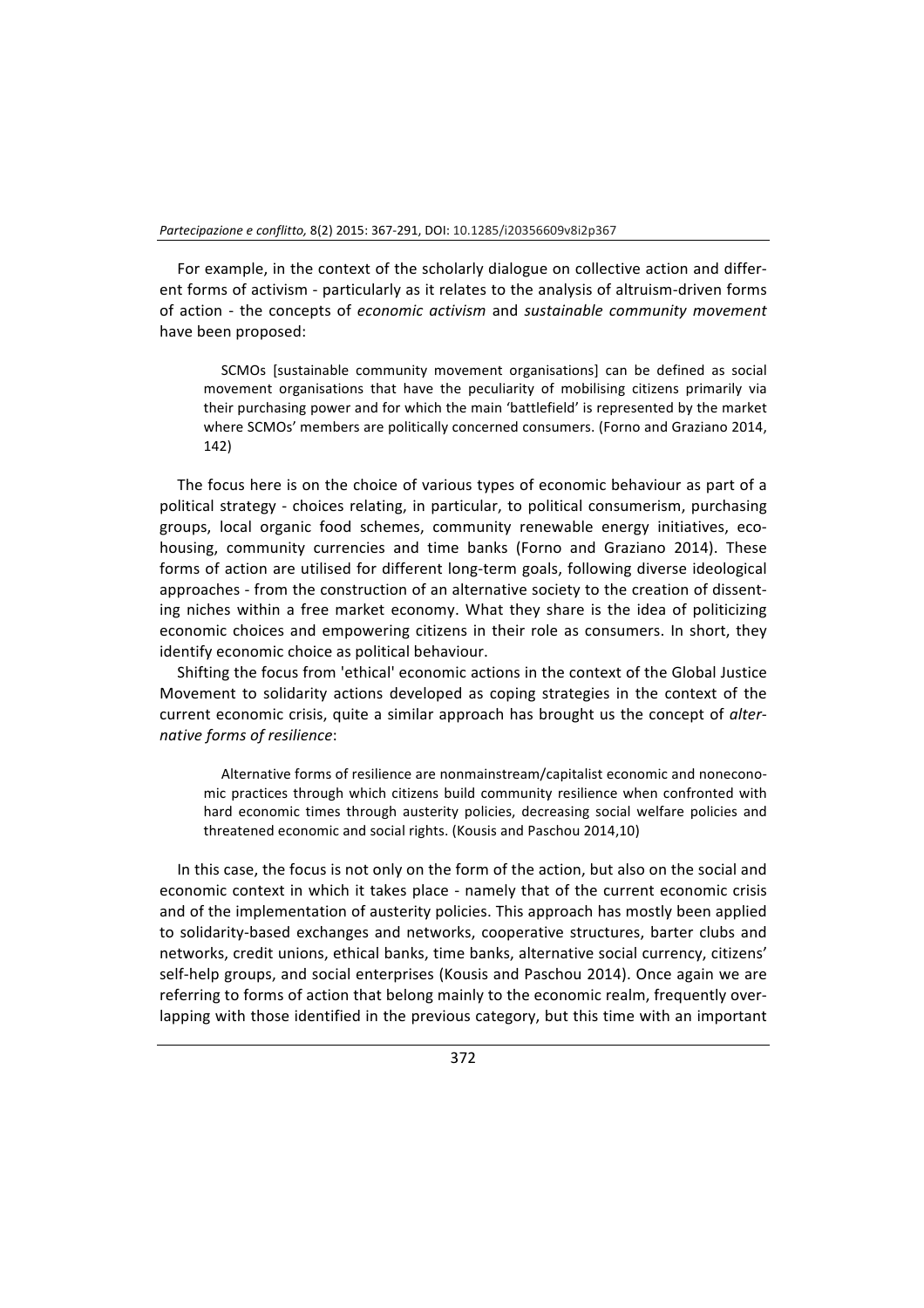For example, in the context of the scholarly dialogue on collective action and different forms of activism - particularly as it relates to the analysis of altruism-driven forms of action - the concepts of *economic activism* and *sustainable community movement* have been proposed:

> SCMOs [sustainable community movement organisations] can be defined as social movement organisations that have the peculiarity of mobilising citizens primarily via their purchasing power and for which the main 'battlefield' is represented by the market where SCMOs' members are politically concerned consumers. (Forno and Graziano 2014, 142)

The focus here is on the choice of various types of economic behaviour as part of a political strategy - choices relating, in particular, to political consumerism, purchasing groups, local organic food schemes, community renewable energy initiatives, eco-housing, community currencies and time banks (Forno and Graziano 2014). These forms of action are utilised for different long-term goals, following diverse ideological approaches - from the construction of an alternative society to the creation of dissenting niches within a free market economy. What they share is the idea of politicizing economic choices and empowering citizens in their role as consumers. In short, they identify economic choice as political behaviour.

Shifting the focus from 'ethical' economic actions in the context of the Global Justice Movement to solidarity actions developed as coping strategies in the context of the current economic crisis, quite a similar approach has brought us the concept of *alternative forms of resilience*:

> Alternative forms of resilience are nonmainstream/capitalist economic and noneconomic practices through which citizens build community resilience when confronted with hard economic times through austerity policies, decreasing social welfare policies and threatened economic and social rights. (Kousis and Paschou 2014,10)

In this case, the focus is not only on the form of the action, but also on the social and economic context in which it takes place - namely that of the current economic crisis and of the implementation of austerity policies. This approach has mostly been applied to solidarity-based exchanges and networks, cooperative structures, barter clubs and networks, credit unions, ethical banks, time banks, alternative social currency, citizens' self-help groups, and social enterprises (Kousis and Paschou 2014). Once again we are referring to forms of action that belong mainly to the economic realm, frequently overlapping with those identified in the previous category, but this time with an important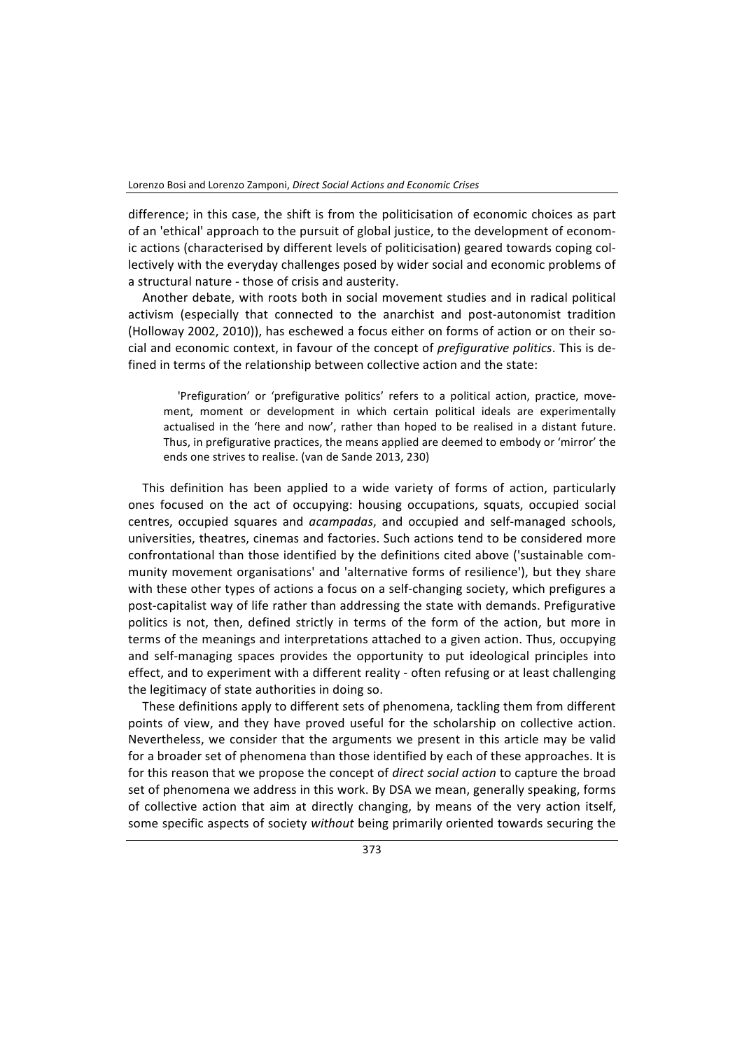difference; in this case, the shift is from the politicisation of economic choices as part of an 'ethical' approach to the pursuit of global justice, to the development of economic actions (characterised by different levels of politicisation) geared towards coping collectively with the everyday challenges posed by wider social and economic problems of a structural nature - those of crisis and austerity.

Another debate, with roots both in social movement studies and in radical political activism (especially that connected to the anarchist and post-autonomist tradition (Holloway 2002, 2010)), has eschewed a focus either on forms of action or on their social and economic context, in favour of the concept of *prefigurative politics*. This is defined in terms of the relationship between collective action and the state:

> 'Prefiguration' or 'prefigurative politics' refers to a political action, practice, movement, moment or development in which certain political ideals are experimentally actualised in the 'here and now', rather than hoped to be realised in a distant future. Thus, in prefigurative practices, the means applied are deemed to embody or 'mirror' the ends one strives to realise. (van de Sande 2013, 230)

This definition has been applied to a wide variety of forms of action, particularly ones focused on the act of occupying: housing occupations, squats, occupied social centres, occupied squares and *acampadas*, and occupied and self-managed schools, universities, theatres, cinemas and factories. Such actions tend to be considered more confrontational than those identified by the definitions cited above ('sustainable community movement organisations' and 'alternative forms of resilience'), but they share with these other types of actions a focus on a self-changing society, which prefigures a post-capitalist way of life rather than addressing the state with demands. Prefigurative politics is not, then, defined strictly in terms of the form of the action, but more in terms of the meanings and interpretations attached to a given action. Thus, occupying and self-managing spaces provides the opportunity to put ideological principles into effect, and to experiment with a different reality - often refusing or at least challenging the legitimacy of state authorities in doing so.

These definitions apply to different sets of phenomena, tackling them from different points of view, and they have proved useful for the scholarship on collective action. Nevertheless, we consider that the arguments we present in this article may be valid for a broader set of phenomena than those identified by each of these approaches. It is for this reason that we propose the concept of *direct social action* to capture the broad set of phenomena we address in this work. By DSA we mean, generally speaking, forms of collective action that aim at directly changing, by means of the very action itself, some specific aspects of society *without* being primarily oriented towards securing the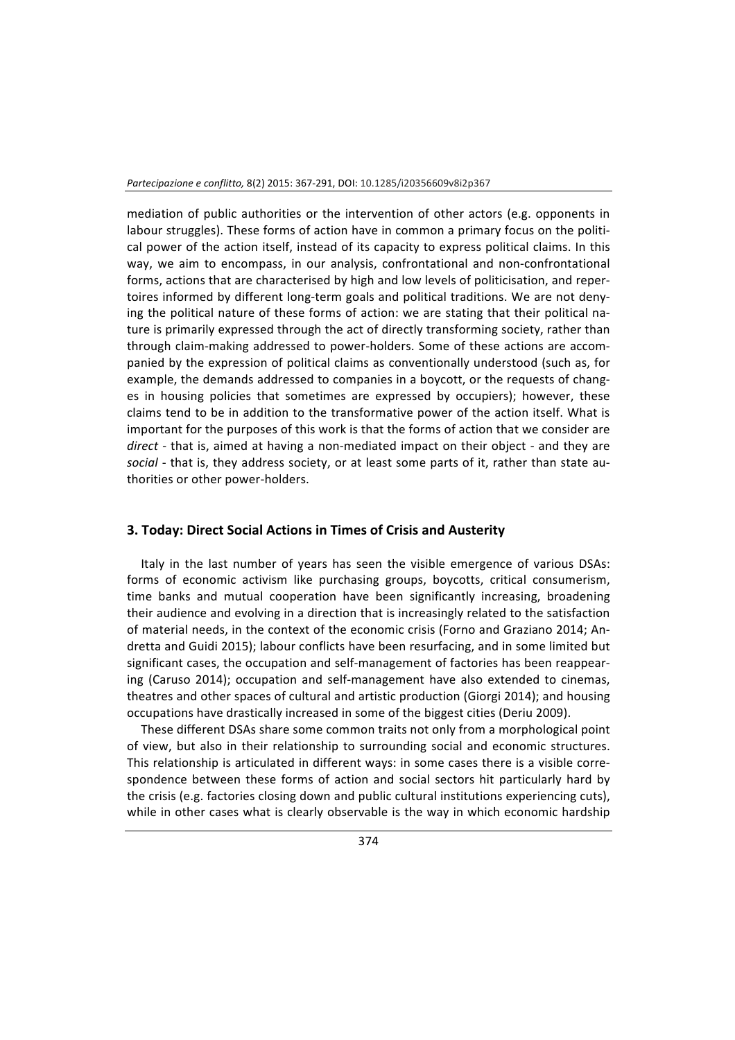mediation of public authorities or the intervention of other actors (e.g. opponents in labour struggles). These forms of action have in common a primary focus on the political power of the action itself, instead of its capacity to express political claims. In this way, we aim to encompass, in our analysis, confrontational and non-confrontational forms, actions that are characterised by high and low levels of politicisation, and repertoires informed by different long-term goals and political traditions. We are not denying the political nature of these forms of action: we are stating that their political nature is primarily expressed through the act of directly transforming society, rather than through claim-making addressed to power-holders. Some of these actions are accompanied by the expression of political claims as conventionally understood (such as, for example, the demands addressed to companies in a boycott, or the requests of changes in housing policies that sometimes are expressed by occupiers); however, these claims tend to be in addition to the transformative power of the action itself. What is important for the purposes of this work is that the forms of action that we consider are *direct* - that is, aimed at having a non-mediated impact on their object - and they are *social* - that is, they address society, or at least some parts of it, rather than state authorities or other power-holders.

## 3. Today: Direct Social Actions in Times of Crisis and Austerity

Italy in the last number of years has seen the visible emergence of various DSAs: forms of economic activism like purchasing groups, boycotts, critical consumerism, time banks and mutual cooperation have been significantly increasing, broadening their audience and evolving in a direction that is increasingly related to the satisfaction of material needs, in the context of the economic crisis (Forno and Graziano 2014; Andretta and Guidi 2015); labour conflicts have been resurfacing, and in some limited but significant cases, the occupation and self-management of factories has been reappearing (Caruso 2014); occupation and self-management have also extended to cinemas, theatres and other spaces of cultural and artistic production (Giorgi 2014); and housing occupations have drastically increased in some of the biggest cities (Deriu 2009).

These different DSAs share some common traits not only from a morphological point of view, but also in their relationship to surrounding social and economic structures. This relationship is articulated in different ways: in some cases there is a visible correspondence between these forms of action and social sectors hit particularly hard by the crisis (e.g. factories closing down and public cultural institutions experiencing cuts), while in other cases what is clearly observable is the way in which economic hardship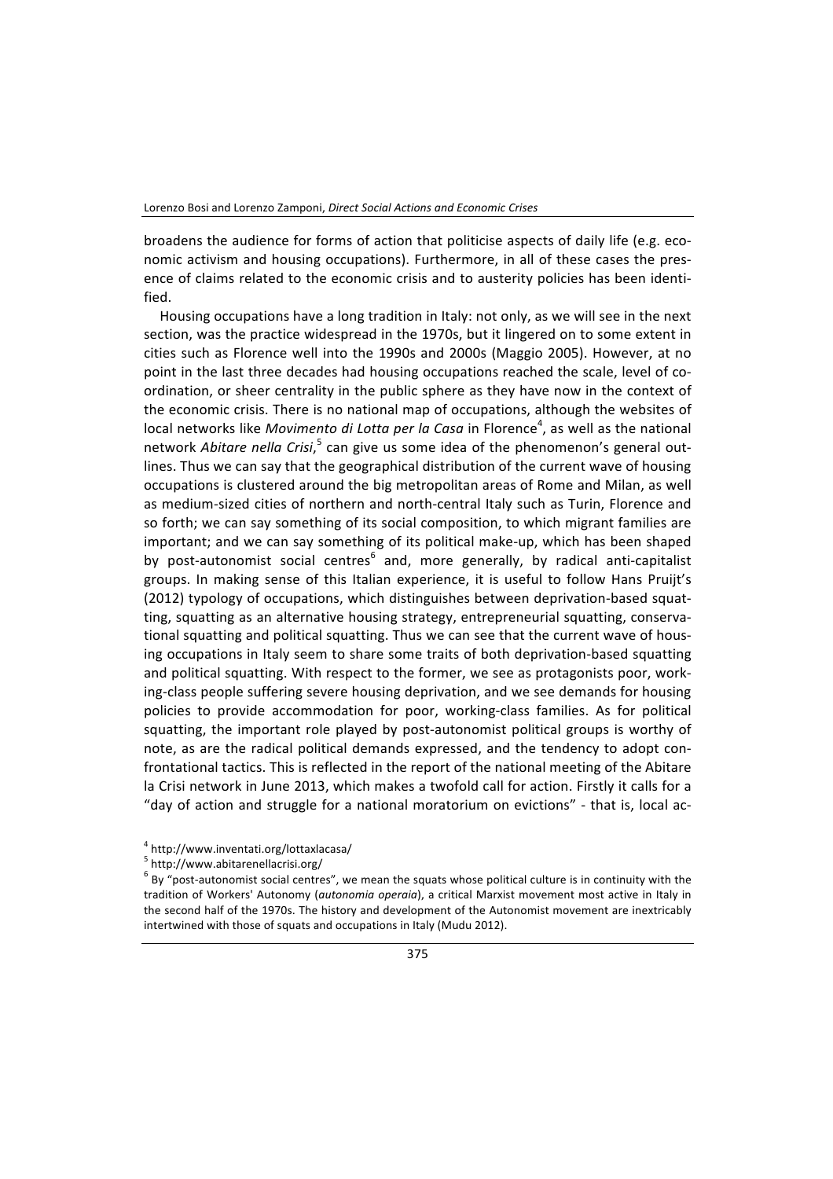broadens the audience for forms of action that politicise aspects of daily life (e.g. economic activism and housing occupations). Furthermore, in all of these cases the presence of claims related to the economic crisis and to austerity policies has been identified.

Housing occupations have a long tradition in Italy: not only, as we will see in the next section, was the practice widespread in the 1970s, but it lingered on to some extent in cities such as Florence well into the 1990s and 2000s (Maggio 2005). However, at no point in the last three decades had housing occupations reached the scale, level of coordination, or sheer centrality in the public sphere as they have now in the context of the economic crisis. There is no national map of occupations, although the websites of local networks like *Movimento di Lotta per la Casa* in Florence[4], as well as the national network *Abitare nella Crisi*,[5] can give us some idea of the phenomenon's general outlines. Thus we can say that the geographical distribution of the current wave of housing occupations is clustered around the big metropolitan areas of Rome and Milan, as well as medium-sized cities of northern and north-central Italy such as Turin, Florence and so forth; we can say something of its social composition, to which migrant families are important; and we can say something of its political make-up, which has been shaped by post-autonomist social centres[6] and, more generally, by radical anti-capitalist groups. In making sense of this Italian experience, it is useful to follow Hans Pruijt's (2012) typology of occupations, which distinguishes between deprivation-based squatting, squatting as an alternative housing strategy, entrepreneurial squatting, conservational squatting and political squatting. Thus we can see that the current wave of housing occupations in Italy seem to share some traits of both deprivation-based squatting and political squatting. With respect to the former, we see as protagonists poor, working-class people suffering severe housing deprivation, and we see demands for housing policies to provide accommodation for poor, working-class families. As for political squatting, the important role played by post-autonomist political groups is worthy of note, as are the radical political demands expressed, and the tendency to adopt confrontational tactics. This is reflected in the report of the national meeting of the Abitare la Crisi network in June 2013, which makes a twofold call for action. Firstly it calls for a "day of action and struggle for a national moratorium on evictions" - that is, local ac-

[4] http://www.inventati.org/lottaxlacasa/

[5] http://www.abitarenellacrisi.org/

[6] By "post-autonomist social centres", we mean the squats whose political culture is in continuity with the tradition of Workers' Autonomy (*autonomia operaia*), a critical Marxist movement most active in Italy in the second half of the 1970s. The history and development of the Autonomist movement are inextricably intertwined with those of squats and occupations in Italy (Mudu 2012).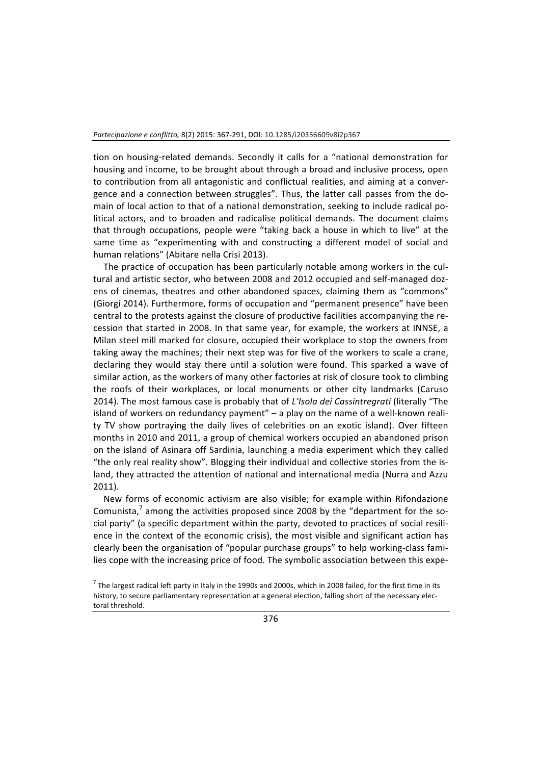tion on housing-related demands. Secondly it calls for a "national demonstration for housing and income, to be brought about through a broad and inclusive process, open to contribution from all antagonistic and conflictual realities, and aiming at a convergence and a connection between struggles". Thus, the latter call passes from the domain of local action to that of a national demonstration, seeking to include radical political actors, and to broaden and radicalise political demands. The document claims that through occupations, people were "taking back a house in which to live" at the same time as "experimenting with and constructing a different model of social and human relations" (Abitare nella Crisi 2013).

The practice of occupation has been particularly notable among workers in the cultural and artistic sector, who between 2008 and 2012 occupied and self-managed dozens of cinemas, theatres and other abandoned spaces, claiming them as "commons" (Giorgi 2014). Furthermore, forms of occupation and "permanent presence" have been central to the protests against the closure of productive facilities accompanying the recession that started in 2008. In that same year, for example, the workers at INNSE, a Milan steel mill marked for closure, occupied their workplace to stop the owners from taking away the machines; their next step was for five of the workers to scale a crane, declaring they would stay there until a solution were found. This sparked a wave of similar action, as the workers of many other factories at risk of closure took to climbing the roofs of their workplaces, or local monuments or other city landmarks (Caruso 2014). The most famous case is probably that of *L'Isola dei Cassintregrati* (literally "The island of workers on redundancy payment" – a play on the name of a well-known reality TV show portraying the daily lives of celebrities on an exotic island). Over fifteen months in 2010 and 2011, a group of chemical workers occupied an abandoned prison on the island of Asinara off Sardinia, launching a media experiment which they called "the only real reality show". Blogging their individual and collective stories from the island, they attracted the attention of national and international media (Nurra and Azzu 2011).

New forms of economic activism are also visible; for example within Rifondazione Comunista,[7] among the activities proposed since 2008 by the "department for the social party" (a specific department within the party, devoted to practices of social resilience in the context of the economic crisis), the most visible and significant action has clearly been the organisation of "popular purchase groups" to help working-class families cope with the increasing price of food. The symbolic association between this expe-

[7] The largest radical left party in Italy in the 1990s and 2000s, which in 2008 failed, for the first time in its history, to secure parliamentary representation at a general election, falling short of the necessary electoral threshold.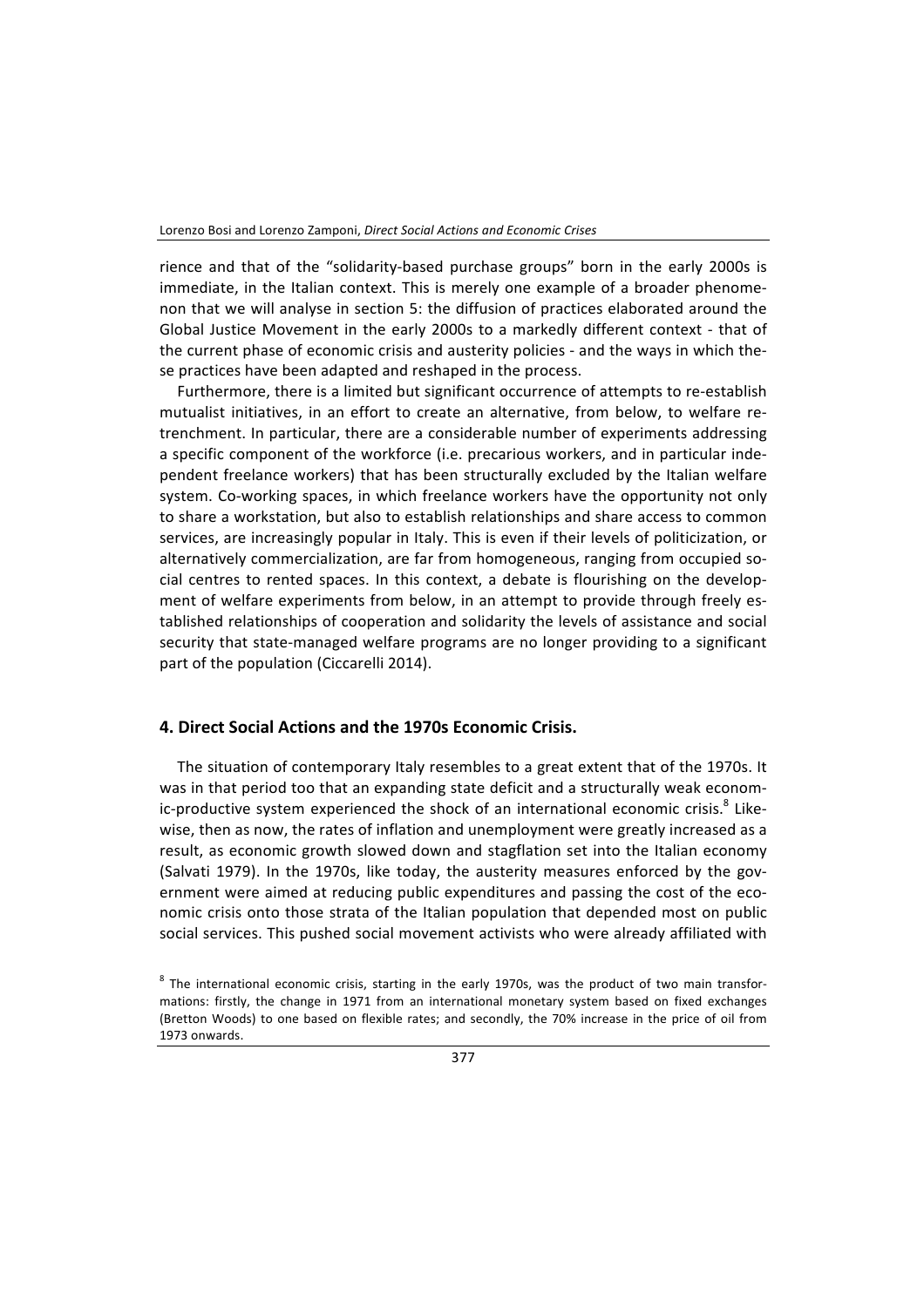rience and that of the "solidarity-based purchase groups" born in the early 2000s is immediate, in the Italian context. This is merely one example of a broader phenomenon that we will analyse in section 5: the diffusion of practices elaborated around the Global Justice Movement in the early 2000s to a markedly different context - that of the current phase of economic crisis and austerity policies - and the ways in which these practices have been adapted and reshaped in the process.

Furthermore, there is a limited but significant occurrence of attempts to re-establish mutualist initiatives, in an effort to create an alternative, from below, to welfare retrenchment. In particular, there are a considerable number of experiments addressing a specific component of the workforce (i.e. precarious workers, and in particular independent freelance workers) that has been structurally excluded by the Italian welfare system. Co-working spaces, in which freelance workers have the opportunity not only to share a workstation, but also to establish relationships and share access to common services, are increasingly popular in Italy. This is even if their levels of politicization, or alternatively commercialization, are far from homogeneous, ranging from occupied social centres to rented spaces. In this context, a debate is flourishing on the development of welfare experiments from below, in an attempt to provide through freely established relationships of cooperation and solidarity the levels of assistance and social security that state-managed welfare programs are no longer providing to a significant part of the population (Ciccarelli 2014).

## 4. Direct Social Actions and the 1970s Economic Crisis.

The situation of contemporary Italy resembles to a great extent that of the 1970s. It was in that period too that an expanding state deficit and a structurally weak economic-productive system experienced the shock of an international economic crisis.[8] Likewise, then as now, the rates of inflation and unemployment were greatly increased as a result, as economic growth slowed down and stagflation set into the Italian economy (Salvati 1979). In the 1970s, like today, the austerity measures enforced by the government were aimed at reducing public expenditures and passing the cost of the economic crisis onto those strata of the Italian population that depended most on public social services. This pushed social movement activists who were already affiliated with

[8] The international economic crisis, starting in the early 1970s, was the product of two main transformations: firstly, the change in 1971 from an international monetary system based on fixed exchanges (Bretton Woods) to one based on flexible rates; and secondly, the 70% increase in the price of oil from 1973 onwards.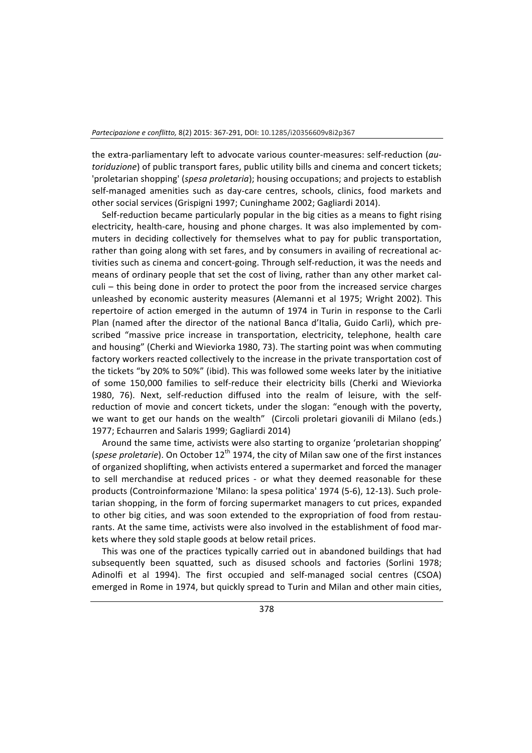the extra-parliamentary left to advocate various counter-measures: self-reduction (*autoriduzione*) of public transport fares, public utility bills and cinema and concert tickets; 'proletarian shopping' (*spesa proletaria*); housing occupations; and projects to establish self-managed amenities such as day-care centres, schools, clinics, food markets and other social services (Grispigni 1997; Cuninghame 2002; Gagliardi 2014).

Self-reduction became particularly popular in the big cities as a means to fight rising electricity, health-care, housing and phone charges. It was also implemented by commuters in deciding collectively for themselves what to pay for public transportation, rather than going along with set fares, and by consumers in availing of recreational activities such as cinema and concert-going. Through self-reduction, it was the needs and means of ordinary people that set the cost of living, rather than any other market calculi – this being done in order to protect the poor from the increased service charges unleashed by economic austerity measures (Alemanni et al 1975; Wright 2002). This repertoire of action emerged in the autumn of 1974 in Turin in response to the Carli Plan (named after the director of the national Banca d'Italia, Guido Carli), which prescribed "massive price increase in transportation, electricity, telephone, health care and housing" (Cherki and Wieviorka 1980, 73). The starting point was when commuting factory workers reacted collectively to the increase in the private transportation cost of the tickets "by 20% to 50%" (ibid). This was followed some weeks later by the initiative of some 150,000 families to self-reduce their electricity bills (Cherki and Wieviorka 1980, 76). Next, self-reduction diffused into the realm of leisure, with the self-reduction of movie and concert tickets, under the slogan: "enough with the poverty, we want to get our hands on the wealth" (Circoli proletari giovanili di Milano (eds.) 1977; Echaurren and Salaris 1999; Gagliardi 2014)

Around the same time, activists were also starting to organize 'proletarian shopping' (*spese proletarie*). On October 12th 1974, the city of Milan saw one of the first instances of organized shoplifting, when activists entered a supermarket and forced the manager to sell merchandise at reduced prices - or what they deemed reasonable for these products (Controinformazione 'Milano: la spesa politica' 1974 (5-6), 12-13). Such proletarian shopping, in the form of forcing supermarket managers to cut prices, expanded to other big cities, and was soon extended to the expropriation of food from restaurants. At the same time, activists were also involved in the establishment of food markets where they sold staple goods at below retail prices.

This was one of the practices typically carried out in abandoned buildings that had subsequently been squatted, such as disused schools and factories (Sorlini 1978; Adinolfi et al 1994). The first occupied and self-managed social centres (CSOA) emerged in Rome in 1974, but quickly spread to Turin and Milan and other main cities,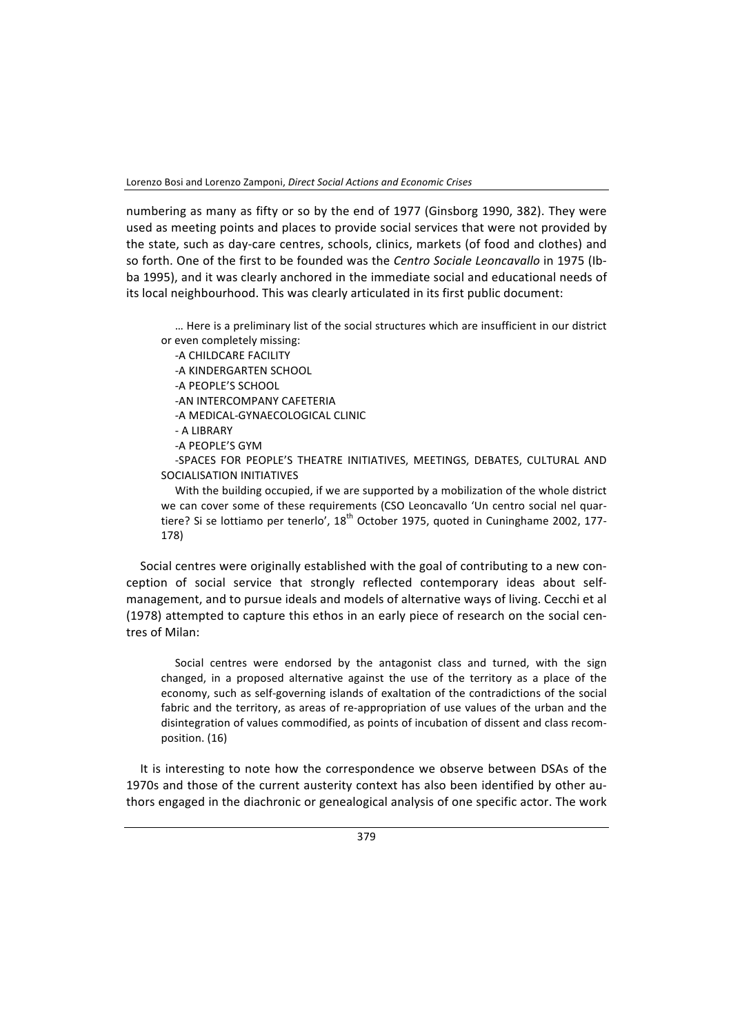numbering as many as fifty or so by the end of 1977 (Ginsborg 1990, 382). They were used as meeting points and places to provide social services that were not provided by the state, such as day-care centres, schools, clinics, markets (of food and clothes) and so forth. One of the first to be founded was the *Centro Sociale Leoncavallo* in 1975 (Ibba 1995), and it was clearly anchored in the immediate social and educational needs of its local neighbourhood. This was clearly articulated in its first public document:

> … Here is a preliminary list of the social structures which are insufficient in our district or even completely missing:
>
> -A CHILDCARE FACILITY
>
> -A KINDERGARTEN SCHOOL
>
> -A PEOPLE'S SCHOOL
>
> -AN INTERCOMPANY CAFETERIA
>
> -A MEDICAL-GYNAECOLOGICAL CLINIC
>
> - A LIBRARY
>
> -A PEOPLE'S GYM
>
> -SPACES FOR PEOPLE'S THEATRE INITIATIVES, MEETINGS, DEBATES, CULTURAL AND SOCIALISATION INITIATIVES
>
> With the building occupied, if we are supported by a mobilization of the whole district we can cover some of these requirements (CSO Leoncavallo 'Un centro social nel quartiere? Si se lottiamo per tenerlo', 18th October 1975, quoted in Cuninghame 2002, 177-178)

Social centres were originally established with the goal of contributing to a new conception of social service that strongly reflected contemporary ideas about self-management, and to pursue ideals and models of alternative ways of living. Cecchi et al (1978) attempted to capture this ethos in an early piece of research on the social centres of Milan:

> Social centres were endorsed by the antagonist class and turned, with the sign changed, in a proposed alternative against the use of the territory as a place of the economy, such as self-governing islands of exaltation of the contradictions of the social fabric and the territory, as areas of re-appropriation of use values of the urban and the disintegration of values commodified, as points of incubation of dissent and class recomposition. (16)

It is interesting to note how the correspondence we observe between DSAs of the 1970s and those of the current austerity context has also been identified by other authors engaged in the diachronic or genealogical analysis of one specific actor. The work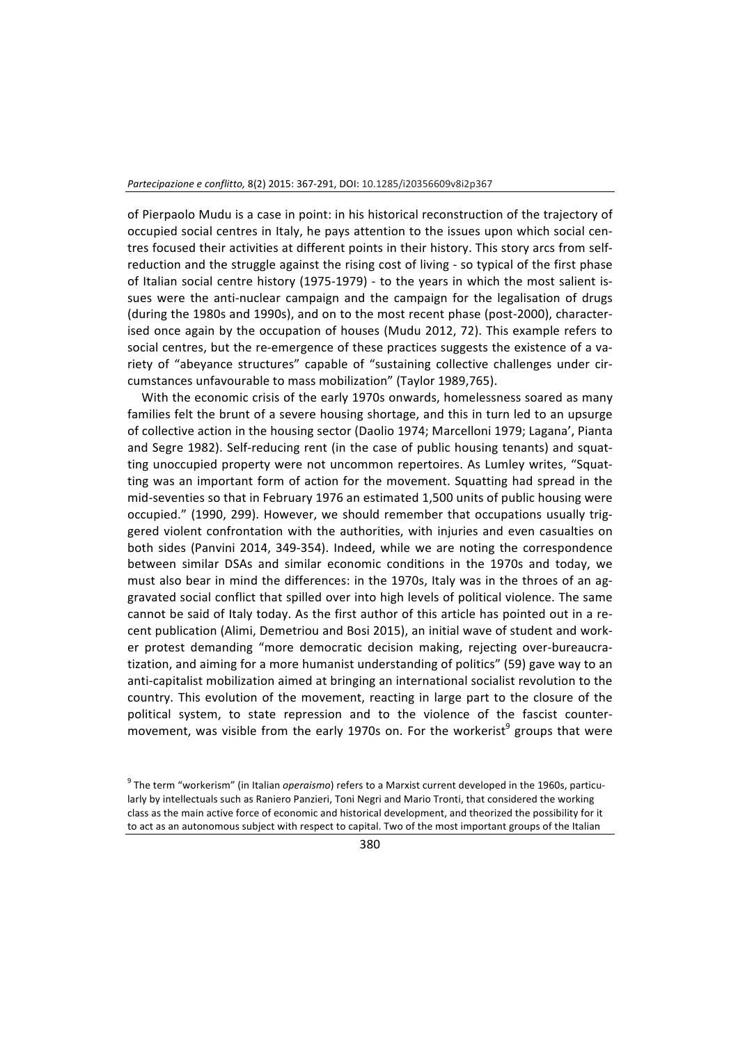of Pierpaolo Mudu is a case in point: in his historical reconstruction of the trajectory of occupied social centres in Italy, he pays attention to the issues upon which social centres focused their activities at different points in their history. This story arcs from self-reduction and the struggle against the rising cost of living - so typical of the first phase of Italian social centre history (1975-1979) - to the years in which the most salient issues were the anti-nuclear campaign and the campaign for the legalisation of drugs (during the 1980s and 1990s), and on to the most recent phase (post-2000), characterised once again by the occupation of houses (Mudu 2012, 72). This example refers to social centres, but the re-emergence of these practices suggests the existence of a variety of "abeyance structures" capable of "sustaining collective challenges under circumstances unfavourable to mass mobilization" (Taylor 1989,765).

With the economic crisis of the early 1970s onwards, homelessness soared as many families felt the brunt of a severe housing shortage, and this in turn led to an upsurge of collective action in the housing sector (Daolio 1974; Marcelloni 1979; Lagana', Pianta and Segre 1982). Self-reducing rent (in the case of public housing tenants) and squatting unoccupied property were not uncommon repertoires. As Lumley writes, "Squatting was an important form of action for the movement. Squatting had spread in the mid-seventies so that in February 1976 an estimated 1,500 units of public housing were occupied." (1990, 299). However, we should remember that occupations usually triggered violent confrontation with the authorities, with injuries and even casualties on both sides (Panvini 2014, 349-354). Indeed, while we are noting the correspondence between similar DSAs and similar economic conditions in the 1970s and today, we must also bear in mind the differences: in the 1970s, Italy was in the throes of an aggravated social conflict that spilled over into high levels of political violence. The same cannot be said of Italy today. As the first author of this article has pointed out in a recent publication (Alimi, Demetriou and Bosi 2015), an initial wave of student and worker protest demanding "more democratic decision making, rejecting over-bureaucratization, and aiming for a more humanist understanding of politics" (59) gave way to an anti-capitalist mobilization aimed at bringing an international socialist revolution to the country. This evolution of the movement, reacting in large part to the closure of the political system, to state repression and to the violence of the fascist counter-movement, was visible from the early 1970s on. For the workerist[9] groups that were

[9] The term "workerism" (in Italian *operaismo*) refers to a Marxist current developed in the 1960s, particularly by intellectuals such as Raniero Panzieri, Toni Negri and Mario Tronti, that considered the working class as the main active force of economic and historical development, and theorized the possibility for it to act as an autonomous subject with respect to capital. Two of the most important groups of the Italian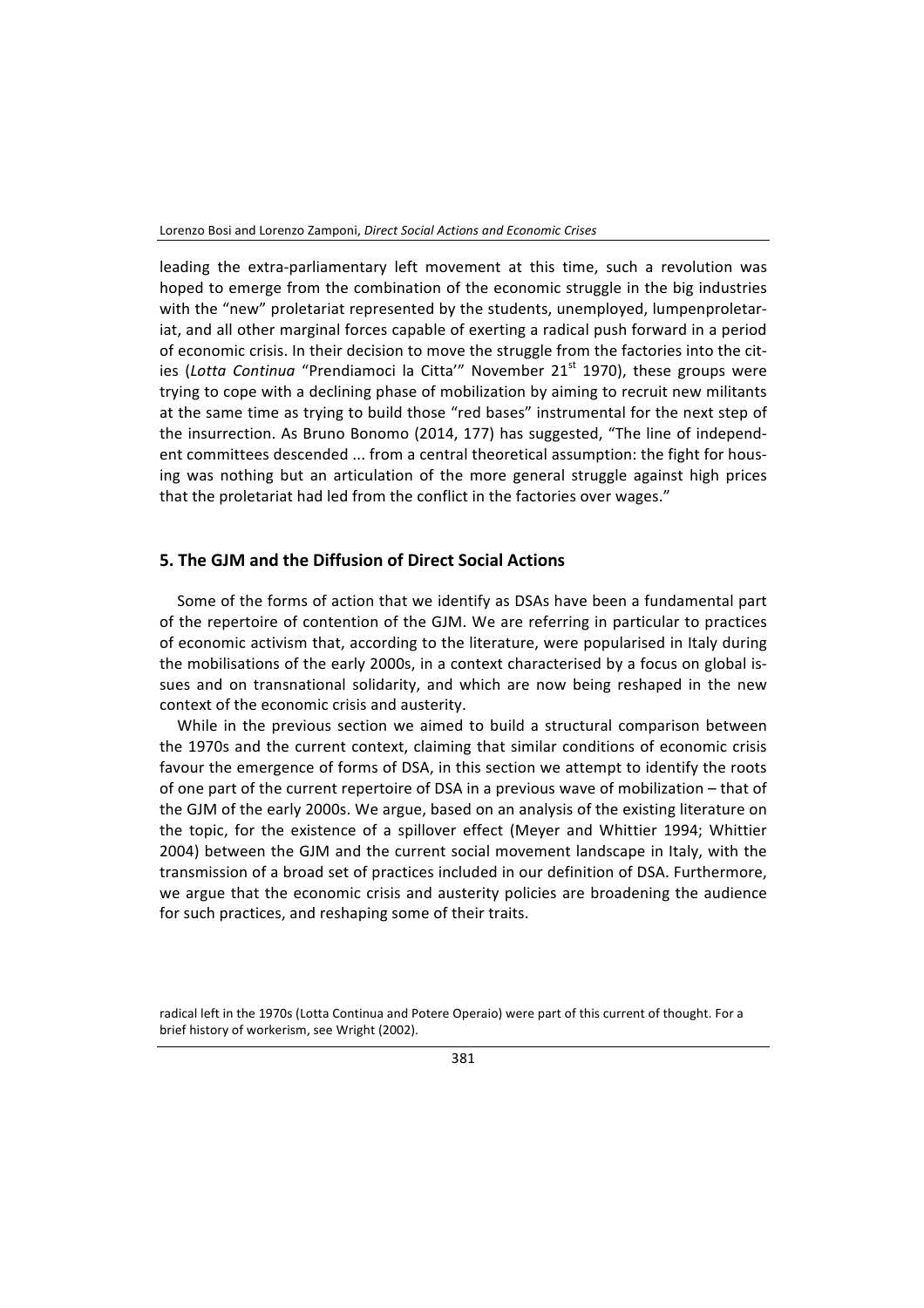leading the extra-parliamentary left movement at this time, such a revolution was hoped to emerge from the combination of the economic struggle in the big industries with the "new" proletariat represented by the students, unemployed, lumpenproletariat, and all other marginal forces capable of exerting a radical push forward in a period of economic crisis. In their decision to move the struggle from the factories into the cities (*Lotta Continua* "Prendiamoci la Citta'" November 21st 1970), these groups were trying to cope with a declining phase of mobilization by aiming to recruit new militants at the same time as trying to build those "red bases" instrumental for the next step of the insurrection. As Bruno Bonomo (2014, 177) has suggested, "The line of independent committees descended ... from a central theoretical assumption: the fight for housing was nothing but an articulation of the more general struggle against high prices that the proletariat had led from the conflict in the factories over wages."

## 5. The GJM and the Diffusion of Direct Social Actions

Some of the forms of action that we identify as DSAs have been a fundamental part of the repertoire of contention of the GJM. We are referring in particular to practices of economic activism that, according to the literature, were popularised in Italy during the mobilisations of the early 2000s, in a context characterised by a focus on global issues and on transnational solidarity, and which are now being reshaped in the new context of the economic crisis and austerity.

While in the previous section we aimed to build a structural comparison between the 1970s and the current context, claiming that similar conditions of economic crisis favour the emergence of forms of DSA, in this section we attempt to identify the roots of one part of the current repertoire of DSA in a previous wave of mobilization – that of the GJM of the early 2000s. We argue, based on an analysis of the existing literature on the topic, for the existence of a spillover effect (Meyer and Whittier 1994; Whittier 2004) between the GJM and the current social movement landscape in Italy, with the transmission of a broad set of practices included in our definition of DSA. Furthermore, we argue that the economic crisis and austerity policies are broadening the audience for such practices, and reshaping some of their traits.

radical left in the 1970s (Lotta Continua and Potere Operaio) were part of this current of thought. For a brief history of workerism, see Wright (2002).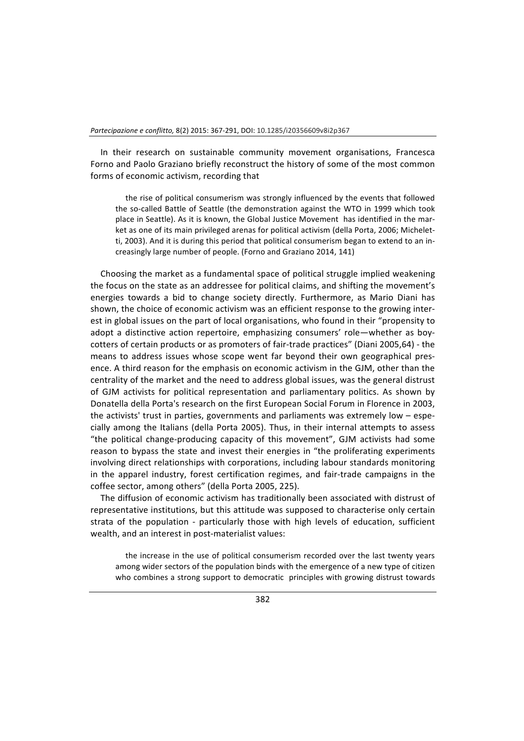In their research on sustainable community movement organisations, Francesca Forno and Paolo Graziano briefly reconstruct the history of some of the most common forms of economic activism, recording that

> the rise of political consumerism was strongly influenced by the events that followed the so-called Battle of Seattle (the demonstration against the WTO in 1999 which took place in Seattle). As it is known, the Global Justice Movement has identified in the market as one of its main privileged arenas for political activism (della Porta, 2006; Micheletti, 2003). And it is during this period that political consumerism began to extend to an increasingly large number of people. (Forno and Graziano 2014, 141)

Choosing the market as a fundamental space of political struggle implied weakening the focus on the state as an addressee for political claims, and shifting the movement's energies towards a bid to change society directly. Furthermore, as Mario Diani has shown, the choice of economic activism was an efficient response to the growing interest in global issues on the part of local organisations, who found in their "propensity to adopt a distinctive action repertoire, emphasizing consumers' role—whether as boycotters of certain products or as promoters of fair-trade practices" (Diani 2005,64) - the means to address issues whose scope went far beyond their own geographical presence. A third reason for the emphasis on economic activism in the GJM, other than the centrality of the market and the need to address global issues, was the general distrust of GJM activists for political representation and parliamentary politics. As shown by Donatella della Porta's research on the first European Social Forum in Florence in 2003, the activists' trust in parties, governments and parliaments was extremely low – especially among the Italians (della Porta 2005). Thus, in their internal attempts to assess "the political change-producing capacity of this movement", GJM activists had some reason to bypass the state and invest their energies in "the proliferating experiments involving direct relationships with corporations, including labour standards monitoring in the apparel industry, forest certification regimes, and fair-trade campaigns in the coffee sector, among others" (della Porta 2005, 225).

The diffusion of economic activism has traditionally been associated with distrust of representative institutions, but this attitude was supposed to characterise only certain strata of the population - particularly those with high levels of education, sufficient wealth, and an interest in post-materialist values:

> the increase in the use of political consumerism recorded over the last twenty years among wider sectors of the population binds with the emergence of a new type of citizen who combines a strong support to democratic principles with growing distrust towards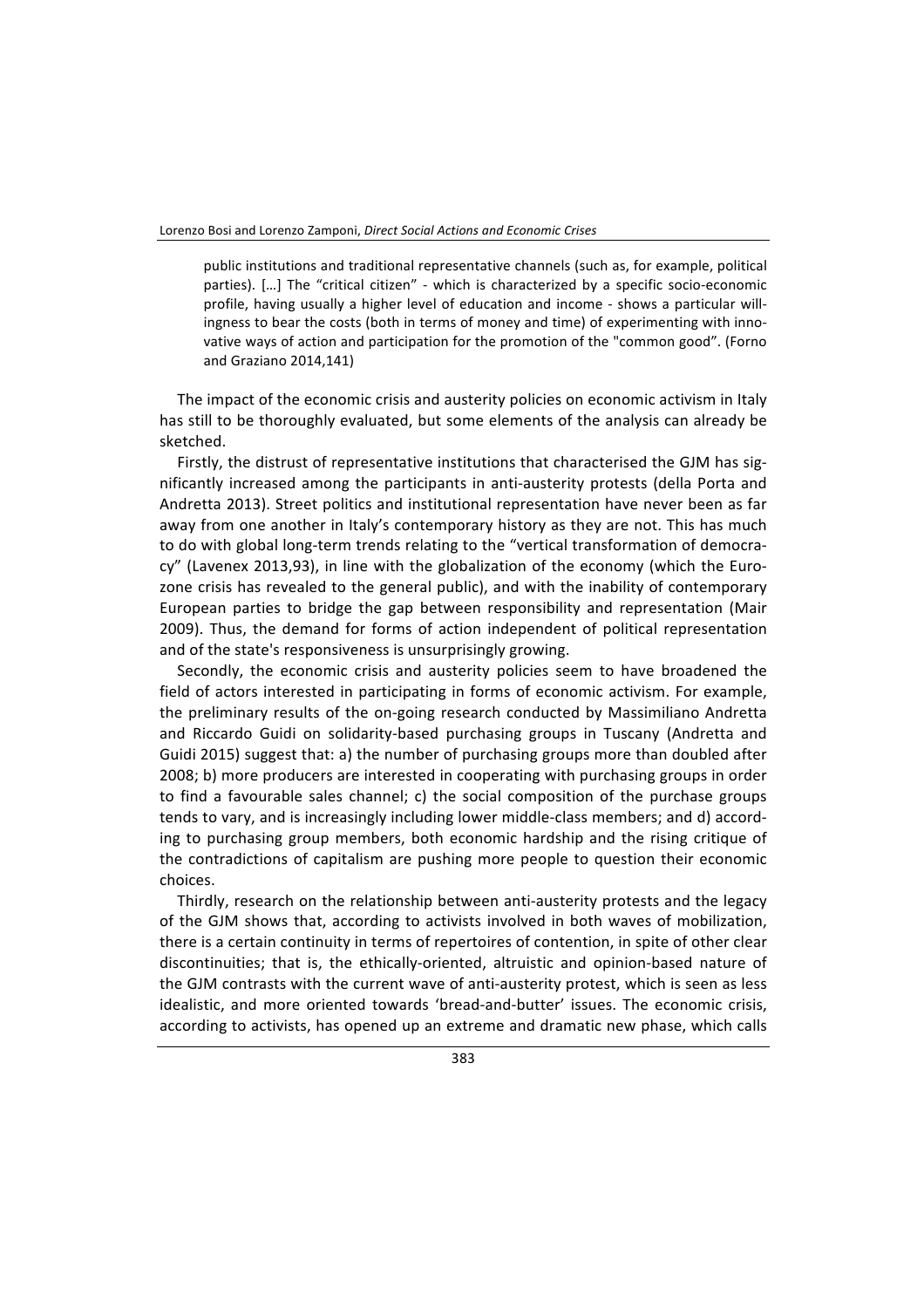> public institutions and traditional representative channels (such as, for example, political parties). […] The "critical citizen" - which is characterized by a specific socio-economic profile, having usually a higher level of education and income - shows a particular willingness to bear the costs (both in terms of money and time) of experimenting with innovative ways of action and participation for the promotion of the "common good". (Forno and Graziano 2014,141)

The impact of the economic crisis and austerity policies on economic activism in Italy has still to be thoroughly evaluated, but some elements of the analysis can already be sketched.

Firstly, the distrust of representative institutions that characterised the GJM has significantly increased among the participants in anti-austerity protests (della Porta and Andretta 2013). Street politics and institutional representation have never been as far away from one another in Italy's contemporary history as they are not. This has much to do with global long-term trends relating to the "vertical transformation of democracy" (Lavenex 2013,93), in line with the globalization of the economy (which the Eurozone crisis has revealed to the general public), and with the inability of contemporary European parties to bridge the gap between responsibility and representation (Mair 2009). Thus, the demand for forms of action independent of political representation and of the state's responsiveness is unsurprisingly growing.

Secondly, the economic crisis and austerity policies seem to have broadened the field of actors interested in participating in forms of economic activism. For example, the preliminary results of the on-going research conducted by Massimiliano Andretta and Riccardo Guidi on solidarity-based purchasing groups in Tuscany (Andretta and Guidi 2015) suggest that: a) the number of purchasing groups more than doubled after 2008; b) more producers are interested in cooperating with purchasing groups in order to find a favourable sales channel; c) the social composition of the purchase groups tends to vary, and is increasingly including lower middle-class members; and d) according to purchasing group members, both economic hardship and the rising critique of the contradictions of capitalism are pushing more people to question their economic choices.

Thirdly, research on the relationship between anti-austerity protests and the legacy of the GJM shows that, according to activists involved in both waves of mobilization, there is a certain continuity in terms of repertoires of contention, in spite of other clear discontinuities; that is, the ethically-oriented, altruistic and opinion-based nature of the GJM contrasts with the current wave of anti-austerity protest, which is seen as less idealistic, and more oriented towards 'bread-and-butter' issues. The economic crisis, according to activists, has opened up an extreme and dramatic new phase, which calls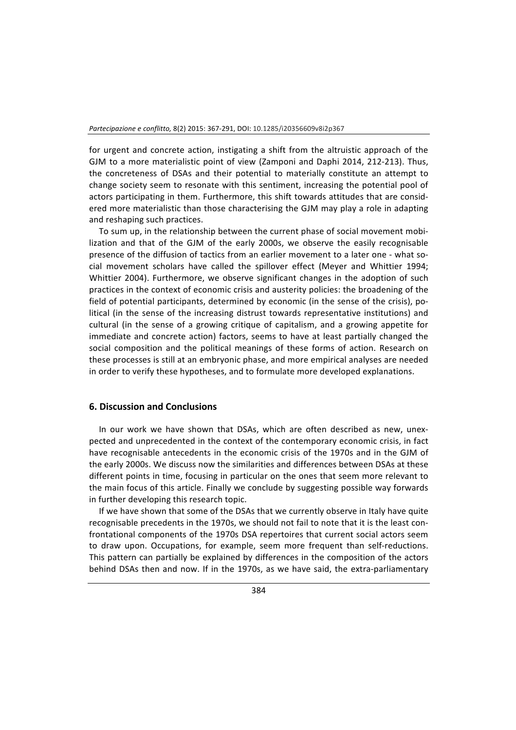for urgent and concrete action, instigating a shift from the altruistic approach of the GJM to a more materialistic point of view (Zamponi and Daphi 2014, 212-213). Thus, the concreteness of DSAs and their potential to materially constitute an attempt to change society seem to resonate with this sentiment, increasing the potential pool of actors participating in them. Furthermore, this shift towards attitudes that are considered more materialistic than those characterising the GJM may play a role in adapting and reshaping such practices.

To sum up, in the relationship between the current phase of social movement mobilization and that of the GJM of the early 2000s, we observe the easily recognisable presence of the diffusion of tactics from an earlier movement to a later one - what social movement scholars have called the spillover effect (Meyer and Whittier 1994; Whittier 2004). Furthermore, we observe significant changes in the adoption of such practices in the context of economic crisis and austerity policies: the broadening of the field of potential participants, determined by economic (in the sense of the crisis), political (in the sense of the increasing distrust towards representative institutions) and cultural (in the sense of a growing critique of capitalism, and a growing appetite for immediate and concrete action) factors, seems to have at least partially changed the social composition and the political meanings of these forms of action. Research on these processes is still at an embryonic phase, and more empirical analyses are needed in order to verify these hypotheses, and to formulate more developed explanations.

## 6. Discussion and Conclusions

In our work we have shown that DSAs, which are often described as new, unexpected and unprecedented in the context of the contemporary economic crisis, in fact have recognisable antecedents in the economic crisis of the 1970s and in the GJM of the early 2000s. We discuss now the similarities and differences between DSAs at these different points in time, focusing in particular on the ones that seem more relevant to the main focus of this article. Finally we conclude by suggesting possible way forwards in further developing this research topic.

If we have shown that some of the DSAs that we currently observe in Italy have quite recognisable precedents in the 1970s, we should not fail to note that it is the least confrontational components of the 1970s DSA repertoires that current social actors seem to draw upon. Occupations, for example, seem more frequent than self-reductions. This pattern can partially be explained by differences in the composition of the actors behind DSAs then and now. If in the 1970s, as we have said, the extra-parliamentary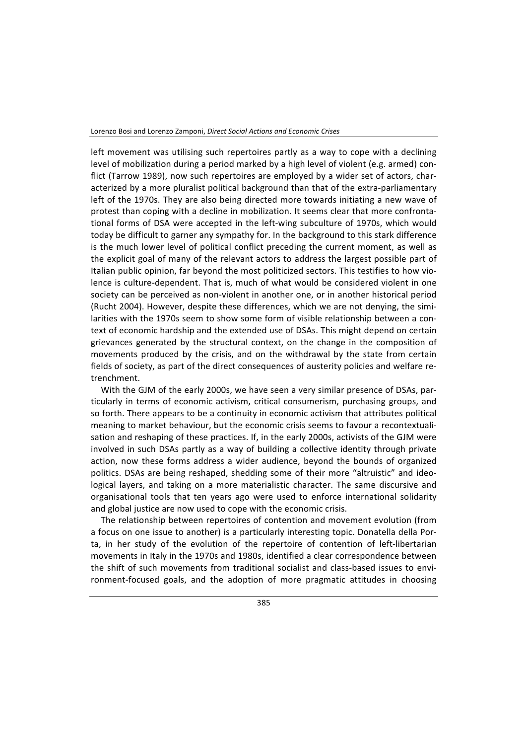left movement was utilising such repertoires partly as a way to cope with a declining level of mobilization during a period marked by a high level of violent (e.g. armed) conflict (Tarrow 1989), now such repertoires are employed by a wider set of actors, characterized by a more pluralist political background than that of the extra-parliamentary left of the 1970s. They are also being directed more towards initiating a new wave of protest than coping with a decline in mobilization. It seems clear that more confrontational forms of DSA were accepted in the left-wing subculture of 1970s, which would today be difficult to garner any sympathy for. In the background to this stark difference is the much lower level of political conflict preceding the current moment, as well as the explicit goal of many of the relevant actors to address the largest possible part of Italian public opinion, far beyond the most politicized sectors. This testifies to how violence is culture-dependent. That is, much of what would be considered violent in one society can be perceived as non-violent in another one, or in another historical period (Rucht 2004). However, despite these differences, which we are not denying, the similarities with the 1970s seem to show some form of visible relationship between a context of economic hardship and the extended use of DSAs. This might depend on certain grievances generated by the structural context, on the change in the composition of movements produced by the crisis, and on the withdrawal by the state from certain fields of society, as part of the direct consequences of austerity policies and welfare retrenchment.

With the GJM of the early 2000s, we have seen a very similar presence of DSAs, particularly in terms of economic activism, critical consumerism, purchasing groups, and so forth. There appears to be a continuity in economic activism that attributes political meaning to market behaviour, but the economic crisis seems to favour a recontextualisation and reshaping of these practices. If, in the early 2000s, activists of the GJM were involved in such DSAs partly as a way of building a collective identity through private action, now these forms address a wider audience, beyond the bounds of organized politics. DSAs are being reshaped, shedding some of their more "altruistic" and ideological layers, and taking on a more materialistic character. The same discursive and organisational tools that ten years ago were used to enforce international solidarity and global justice are now used to cope with the economic crisis.

The relationship between repertoires of contention and movement evolution (from a focus on one issue to another) is a particularly interesting topic. Donatella della Porta, in her study of the evolution of the repertoire of contention of left-libertarian movements in Italy in the 1970s and 1980s, identified a clear correspondence between the shift of such movements from traditional socialist and class-based issues to environment-focused goals, and the adoption of more pragmatic attitudes in choosing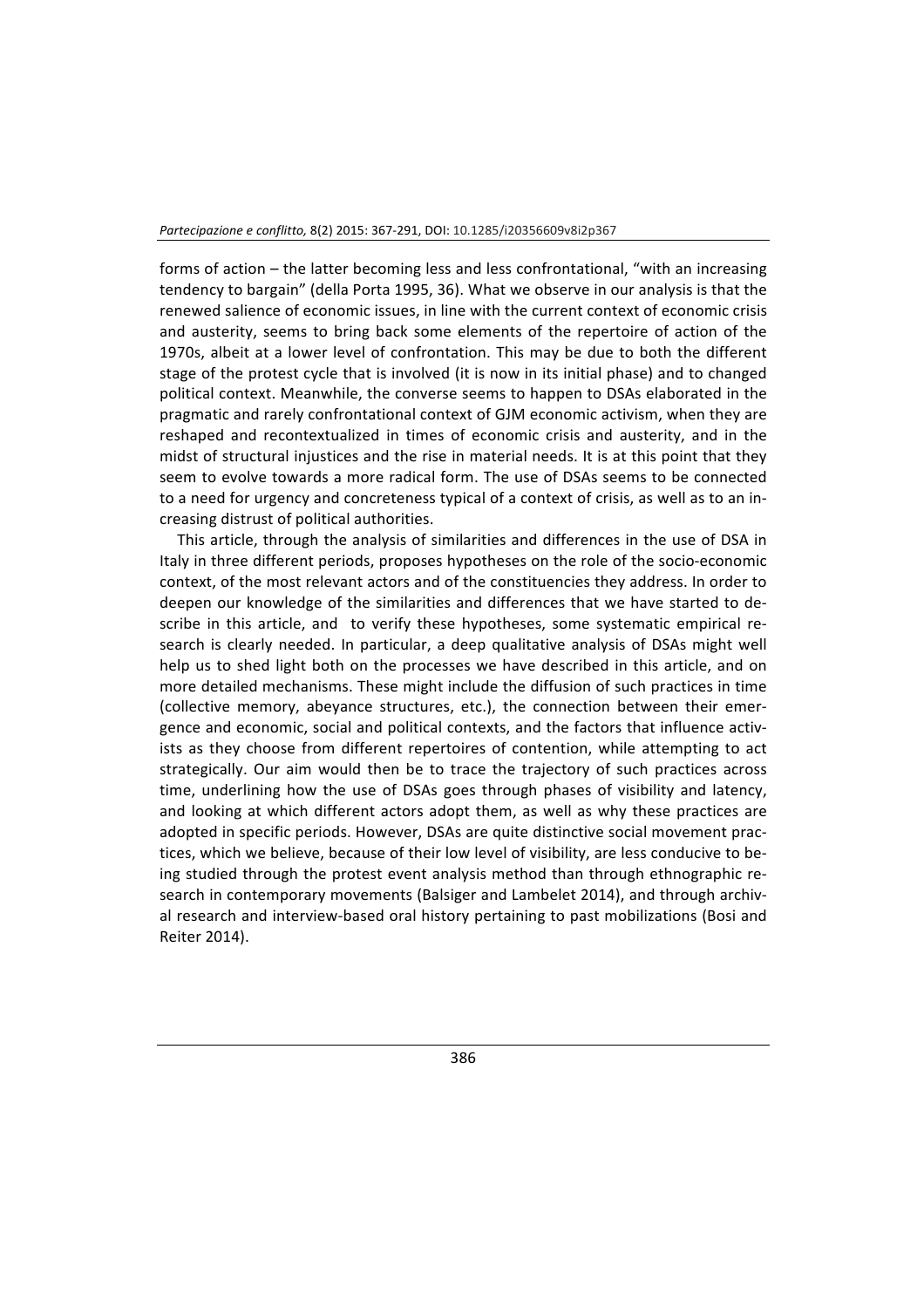forms of action – the latter becoming less and less confrontational, "with an increasing tendency to bargain" (della Porta 1995, 36). What we observe in our analysis is that the renewed salience of economic issues, in line with the current context of economic crisis and austerity, seems to bring back some elements of the repertoire of action of the 1970s, albeit at a lower level of confrontation. This may be due to both the different stage of the protest cycle that is involved (it is now in its initial phase) and to changed political context. Meanwhile, the converse seems to happen to DSAs elaborated in the pragmatic and rarely confrontational context of GJM economic activism, when they are reshaped and recontextualized in times of economic crisis and austerity, and in the midst of structural injustices and the rise in material needs. It is at this point that they seem to evolve towards a more radical form. The use of DSAs seems to be connected to a need for urgency and concreteness typical of a context of crisis, as well as to an increasing distrust of political authorities.

This article, through the analysis of similarities and differences in the use of DSA in Italy in three different periods, proposes hypotheses on the role of the socio-economic context, of the most relevant actors and of the constituencies they address. In order to deepen our knowledge of the similarities and differences that we have started to describe in this article, and to verify these hypotheses, some systematic empirical research is clearly needed. In particular, a deep qualitative analysis of DSAs might well help us to shed light both on the processes we have described in this article, and on more detailed mechanisms. These might include the diffusion of such practices in time (collective memory, abeyance structures, etc.), the connection between their emergence and economic, social and political contexts, and the factors that influence activists as they choose from different repertoires of contention, while attempting to act strategically. Our aim would then be to trace the trajectory of such practices across time, underlining how the use of DSAs goes through phases of visibility and latency, and looking at which different actors adopt them, as well as why these practices are adopted in specific periods. However, DSAs are quite distinctive social movement practices, which we believe, because of their low level of visibility, are less conducive to being studied through the protest event analysis method than through ethnographic research in contemporary movements (Balsiger and Lambelet 2014), and through archival research and interview-based oral history pertaining to past mobilizations (Bosi and Reiter 2014).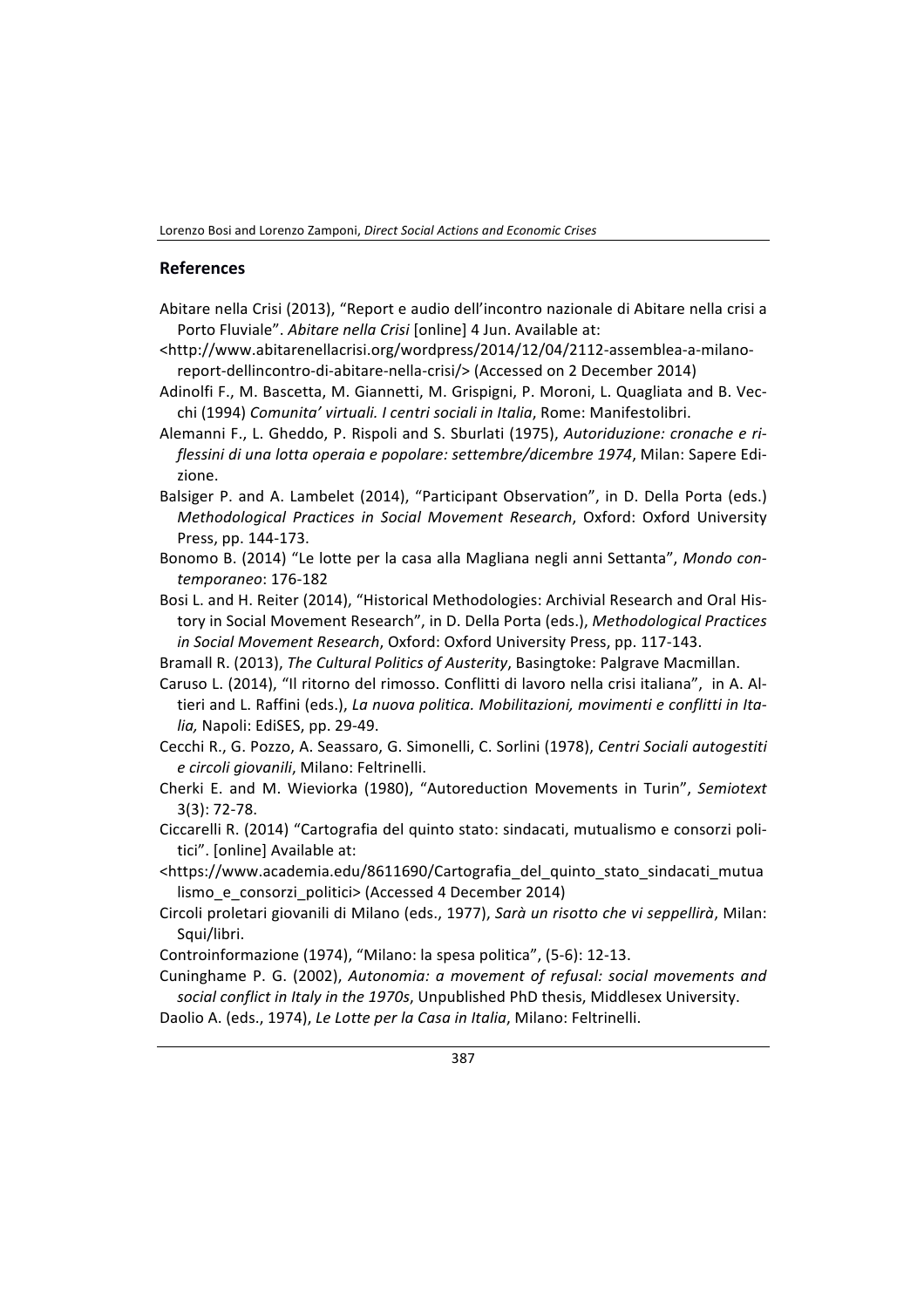## References

Abitare nella Crisi (2013), “Report e audio dell’incontro nazionale di Abitare nella crisi a Porto Fluviale”. *Abitare nella Crisi* [online] 4 Jun. Available at: <http://www.abitarenellacrisi.org/wordpress/2014/12/04/2112-assemblea-a-milano-report-dellincontro-di-abitare-nella-crisi/> (Accessed on 2 December 2014)

Adinolfi F., M. Bascetta, M. Giannetti, M. Grispigni, P. Moroni, L. Quagliata and B. Vecchi (1994) *Comunita’ virtuali. I centri sociali in Italia*, Rome: Manifestolibri.

Alemanni F., L. Gheddo, P. Rispoli and S. Sburlati (1975), *Autoriduzione: cronache e riflessini di una lotta operaia e popolare: settembre/dicembre 1974*, Milan: Sapere Edizione.

Balsiger P. and A. Lambelet (2014), “Participant Observation”, in D. Della Porta (eds.) *Methodological Practices in Social Movement Research*, Oxford: Oxford University Press, pp. 144-173.

Bonomo B. (2014) “Le lotte per la casa alla Magliana negli anni Settanta”, *Mondo contemporaneo*: 176-182

Bosi L. and H. Reiter (2014), “Historical Methodologies: Archivial Research and Oral History in Social Movement Research”, in D. Della Porta (eds.), *Methodological Practices in Social Movement Research*, Oxford: Oxford University Press, pp. 117-143.

Bramall R. (2013), *The Cultural Politics of Austerity*, Basingtoke: Palgrave Macmillan.

Caruso L. (2014), “Il ritorno del rimosso. Conflitti di lavoro nella crisi italiana”, in A. Altieri and L. Raffini (eds.), *La nuova politica. Mobilitazioni, movimenti e conflitti in Italia,* Napoli: EdiSES, pp. 29-49.

Cecchi R., G. Pozzo, A. Seassaro, G. Simonelli, C. Sorlini (1978), *Centri Sociali autogestiti e circoli giovanili*, Milano: Feltrinelli.

Cherki E. and M. Wieviorka (1980), “Autoreduction Movements in Turin”, *Semiotext* 3(3): 72-78.

Ciccarelli R. (2014) “Cartografia del quinto stato: sindacati, mutualismo e consorzi politici”. [online] Available at: <https://www.academia.edu/8611690/Cartografia_del_quinto_stato_sindacati_mutualismo_e_consorzi_politici> (Accessed 4 December 2014)

Circoli proletari giovanili di Milano (eds., 1977), *Sarà un risotto che vi seppellirà*, Milan: Squi/libri.

Controinformazione (1974), “Milano: la spesa politica”, (5-6): 12-13.

Cuninghame P. G. (2002), *Autonomia: a movement of refusal: social movements and social conflict in Italy in the 1970s*, Unpublished PhD thesis, Middlesex University.

Daolio A. (eds., 1974), *Le Lotte per la Casa in Italia*, Milano: Feltrinelli.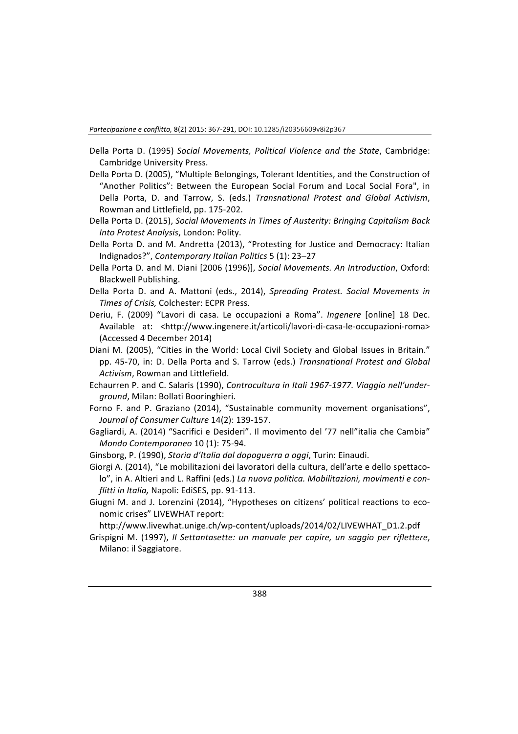Della Porta D. (1995) *Social Movements, Political Violence and the State*, Cambridge: Cambridge University Press.

Della Porta D. (2005), "Multiple Belongings, Tolerant Identities, and the Construction of "Another Politics": Between the European Social Forum and Local Social Fora", in Della Porta, D. and Tarrow, S. (eds.) *Transnational Protest and Global Activism*, Rowman and Littlefield, pp. 175-202.

Della Porta D. (2015), *Social Movements in Times of Austerity: Bringing Capitalism Back Into Protest Analysis*, London: Polity.

Della Porta D. and M. Andretta (2013), "Protesting for Justice and Democracy: Italian Indignados?", *Contemporary Italian Politics* 5 (1): 23–27

Della Porta D. and M. Diani [2006 (1996)], *Social Movements. An Introduction*, Oxford: Blackwell Publishing.

Della Porta D. and A. Mattoni (eds., 2014), *Spreading Protest. Social Movements in Times of Crisis,* Colchester: ECPR Press.

Deriu, F. (2009) "Lavori di casa. Le occupazioni a Roma". *Ingenere* [online] 18 Dec. Available at: <http://www.ingenere.it/articoli/lavori-di-casa-le-occupazioni-roma> (Accessed 4 December 2014)

Diani M. (2005), "Cities in the World: Local Civil Society and Global Issues in Britain." pp. 45-70, in: D. Della Porta and S. Tarrow (eds.) *Transnational Protest and Global Activism*, Rowman and Littlefield.

Echaurren P. and C. Salaris (1990), *Controcultura in Itali 1967-1977. Viaggio nell'underground*, Milan: Bollati Booringhieri.

Forno F. and P. Graziano (2014), "Sustainable community movement organisations", *Journal of Consumer Culture* 14(2): 139-157.

Gagliardi, A. (2014) "Sacrifici e Desideri". Il movimento del '77 nell"italia che Cambia" *Mondo Contemporaneo* 10 (1): 75-94.

Ginsborg, P. (1990), *Storia d'Italia dal dopoguerra a oggi*, Turin: Einaudi.

Giorgi A. (2014), "Le mobilitazioni dei lavoratori della cultura, dell'arte e dello spettacolo", in A. Altieri and L. Raffini (eds.) *La nuova politica. Mobilitazioni, movimenti e conflitti in Italia,* Napoli: EdiSES, pp. 91-113.

Giugni M. and J. Lorenzini (2014), "Hypotheses on citizens' political reactions to economic crises" LIVEWHAT report: http://www.livewhat.unige.ch/wp-content/uploads/2014/02/LIVEWHAT_D1.2.pdf

Grispigni M. (1997), *Il Settantasette: un manuale per capire, un saggio per riflettere*, Milano: il Saggiatore.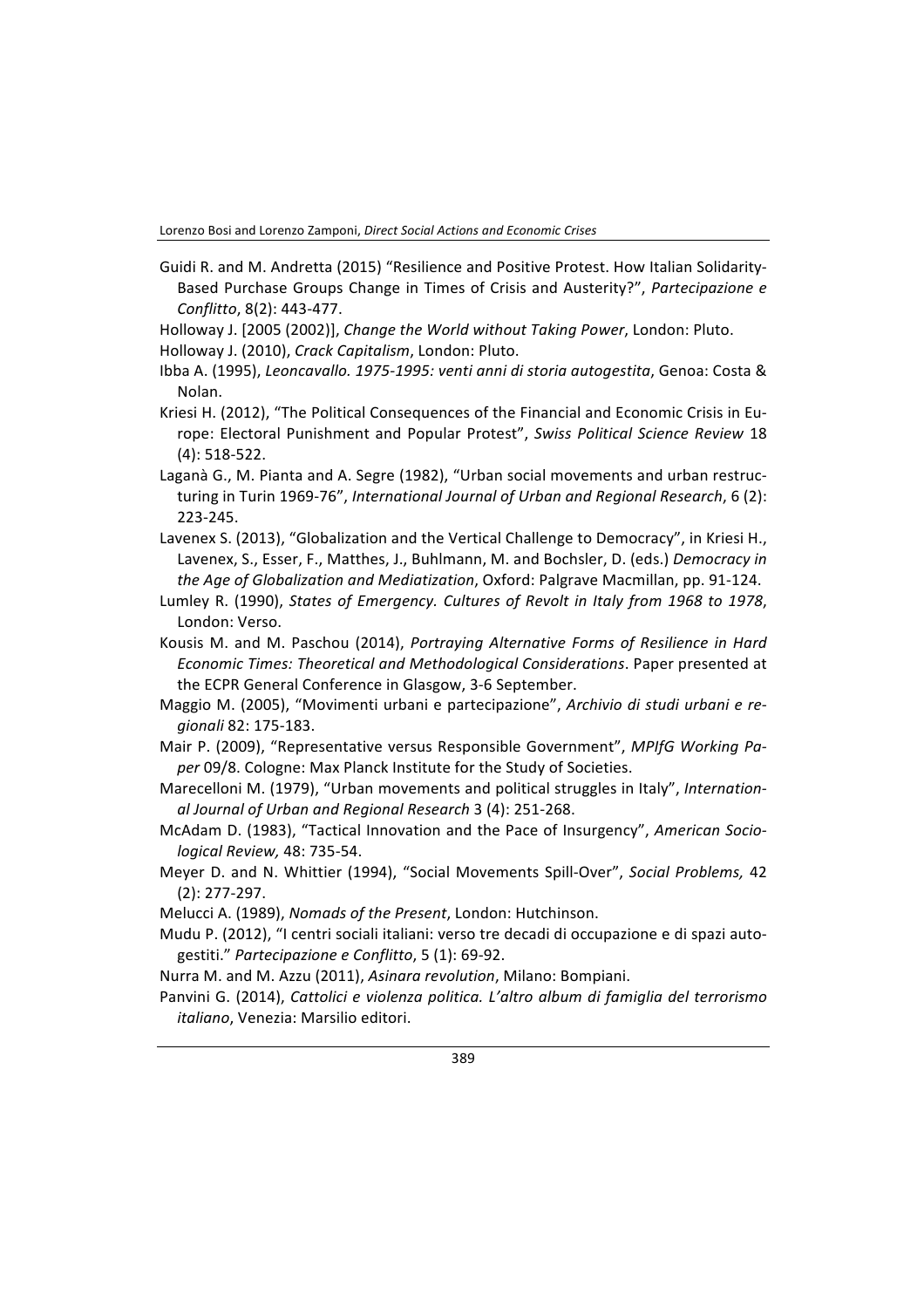Guidi R. and M. Andretta (2015) "Resilience and Positive Protest. How Italian Solidarity-Based Purchase Groups Change in Times of Crisis and Austerity?", *Partecipazione e Conflitto*, 8(2): 443-477.

Holloway J. [2005 (2002)], *Change the World without Taking Power*, London: Pluto.

Holloway J. (2010), *Crack Capitalism*, London: Pluto.

Ibba A. (1995), *Leoncavallo. 1975-1995: venti anni di storia autogestita*, Genoa: Costa & Nolan.

Kriesi H. (2012), "The Political Consequences of the Financial and Economic Crisis in Europe: Electoral Punishment and Popular Protest", *Swiss Political Science Review* 18 (4): 518-522.

Laganà G., M. Pianta and A. Segre (1982), "Urban social movements and urban restructuring in Turin 1969-76", *International Journal of Urban and Regional Research*, 6 (2): 223-245.

Lavenex S. (2013), "Globalization and the Vertical Challenge to Democracy", in Kriesi H., Lavenex, S., Esser, F., Matthes, J., Buhlmann, M. and Bochsler, D. (eds.) *Democracy in the Age of Globalization and Mediatization*, Oxford: Palgrave Macmillan, pp. 91-124.

Lumley R. (1990), *States of Emergency. Cultures of Revolt in Italy from 1968 to 1978*, London: Verso.

Kousis M. and M. Paschou (2014), *Portraying Alternative Forms of Resilience in Hard Economic Times: Theoretical and Methodological Considerations*. Paper presented at the ECPR General Conference in Glasgow, 3-6 September.

Maggio M. (2005), "Movimenti urbani e partecipazione", *Archivio di studi urbani e regionali* 82: 175-183.

Mair P. (2009), "Representative versus Responsible Government", *MPIfG Working Paper* 09/8. Cologne: Max Planck Institute for the Study of Societies.

Marecelloni M. (1979), "Urban movements and political struggles in Italy", *International Journal of Urban and Regional Research* 3 (4): 251-268.

McAdam D. (1983), "Tactical Innovation and the Pace of Insurgency", *American Sociological Review,* 48: 735-54.

Meyer D. and N. Whittier (1994), "Social Movements Spill-Over", *Social Problems,* 42 (2): 277-297.

Melucci A. (1989), *Nomads of the Present*, London: Hutchinson.

Mudu P. (2012), "I centri sociali italiani: verso tre decadi di occupazione e di spazi autogestiti." *Partecipazione e Conflitto*, 5 (1): 69-92.

Nurra M. and M. Azzu (2011), *Asinara revolution*, Milano: Bompiani.

Panvini G. (2014), *Cattolici e violenza politica. L'altro album di famiglia del terrorismo italiano*, Venezia: Marsilio editori.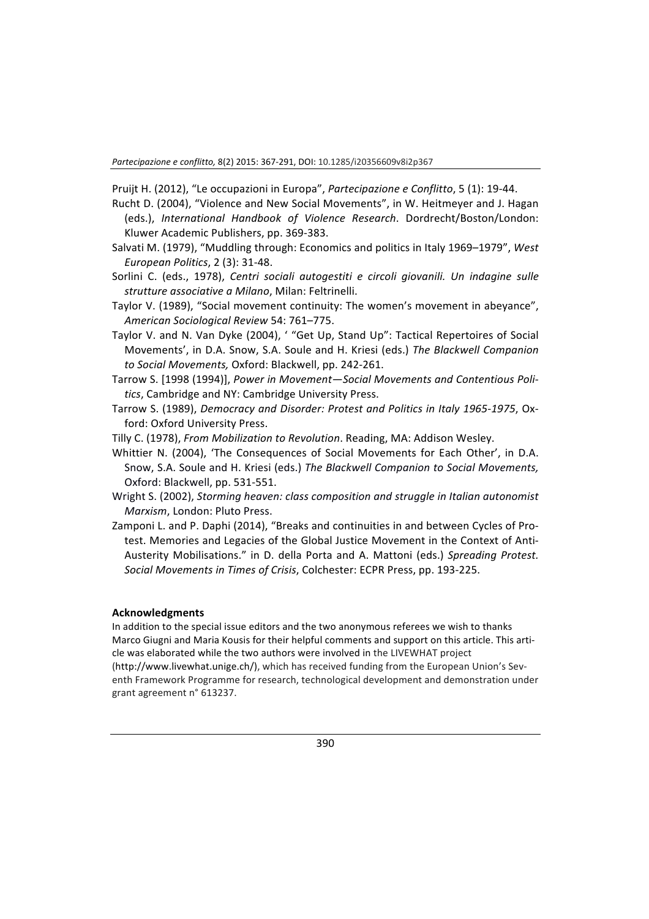Pruijt H. (2012), "Le occupazioni in Europa", *Partecipazione e Conflitto*, 5 (1): 19-44.

Rucht D. (2004), "Violence and New Social Movements", in W. Heitmeyer and J. Hagan (eds.), *International Handbook of Violence Research*. Dordrecht/Boston/London: Kluwer Academic Publishers, pp. 369-383.

Salvati M. (1979), "Muddling through: Economics and politics in Italy 1969–1979", *West European Politics*, 2 (3): 31-48.

Sorlini C. (eds., 1978), *Centri sociali autogestiti e circoli giovanili. Un indagine sulle strutture associative a Milano*, Milan: Feltrinelli.

Taylor V. (1989), "Social movement continuity: The women's movement in abeyance", *American Sociological Review* 54: 761–775.

Taylor V. and N. Van Dyke (2004), ' "Get Up, Stand Up": Tactical Repertoires of Social Movements', in D.A. Snow, S.A. Soule and H. Kriesi (eds.) *The Blackwell Companion to Social Movements,* Oxford: Blackwell, pp. 242-261.

Tarrow S. [1998 (1994)], *Power in Movement—Social Movements and Contentious Politics*, Cambridge and NY: Cambridge University Press.

Tarrow S. (1989), *Democracy and Disorder: Protest and Politics in Italy 1965-1975*, Oxford: Oxford University Press.

Tilly C. (1978), *From Mobilization to Revolution*. Reading, MA: Addison Wesley.

Whittier N. (2004), 'The Consequences of Social Movements for Each Other', in D.A. Snow, S.A. Soule and H. Kriesi (eds.) *The Blackwell Companion to Social Movements,* Oxford: Blackwell, pp. 531-551.

Wright S. (2002), *Storming heaven: class composition and struggle in Italian autonomist Marxism*, London: Pluto Press.

Zamponi L. and P. Daphi (2014), "Breaks and continuities in and between Cycles of Protest. Memories and Legacies of the Global Justice Movement in the Context of Anti-Austerity Mobilisations." in D. della Porta and A. Mattoni (eds.) *Spreading Protest. Social Movements in Times of Crisis*, Colchester: ECPR Press, pp. 193-225.

**Acknowledgments**

In addition to the special issue editors and the two anonymous referees we wish to thanks Marco Giugni and Maria Kousis for their helpful comments and support on this article. This article was elaborated while the two authors were involved in the LIVEWHAT project (http://www.livewhat.unige.ch/), which has received funding from the European Union's Seventh Framework Programme for research, technological development and demonstration under grant agreement n° 613237.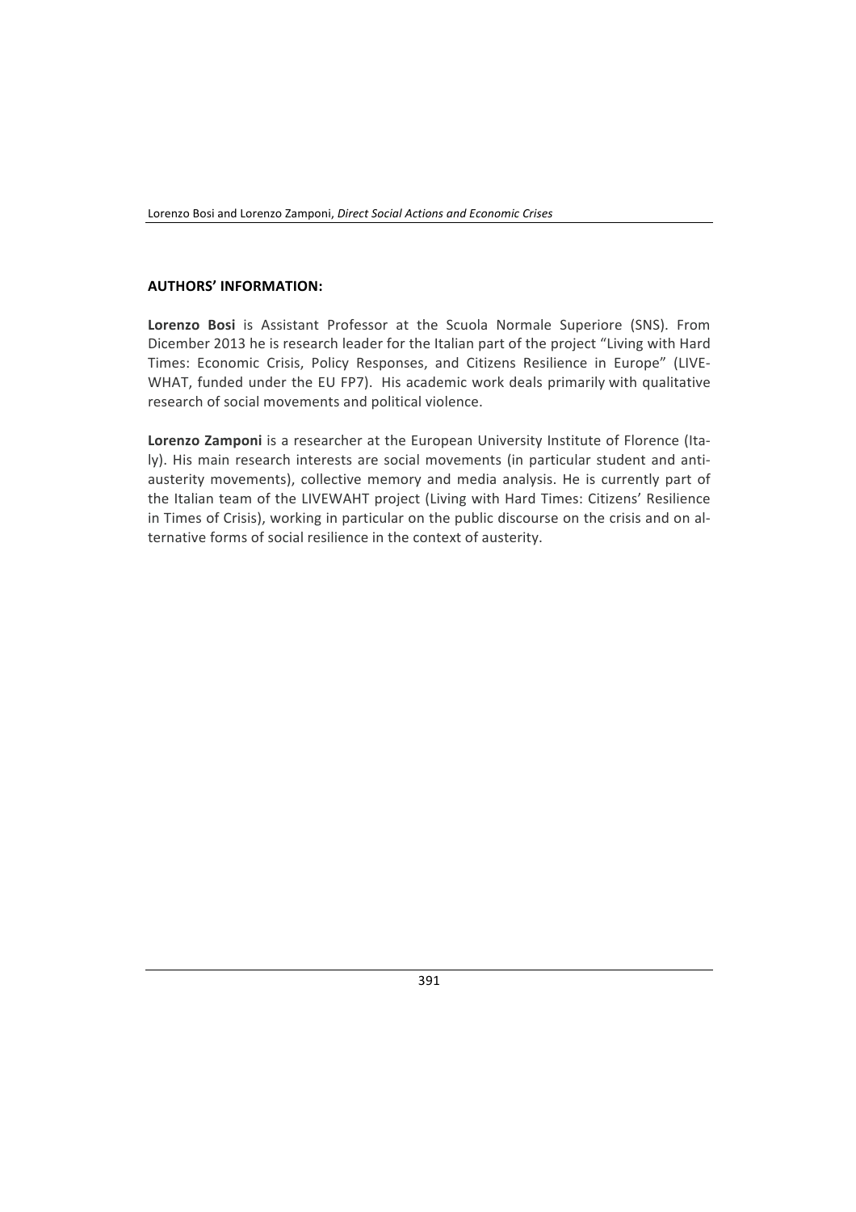**AUTHORS' INFORMATION:**

**Lorenzo Bosi** is Assistant Professor at the Scuola Normale Superiore (SNS). From Dicember 2013 he is research leader for the Italian part of the project "Living with Hard Times: Economic Crisis, Policy Responses, and Citizens Resilience in Europe" (LIVE-WHAT, funded under the EU FP7). His academic work deals primarily with qualitative research of social movements and political violence.

**Lorenzo Zamponi** is a researcher at the European University Institute of Florence (Italy). His main research interests are social movements (in particular student and anti-austerity movements), collective memory and media analysis. He is currently part of the Italian team of the LIVEWAHT project (Living with Hard Times: Citizens' Resilience in Times of Crisis), working in particular on the public discourse on the crisis and on alternative forms of social resilience in the context of austerity.